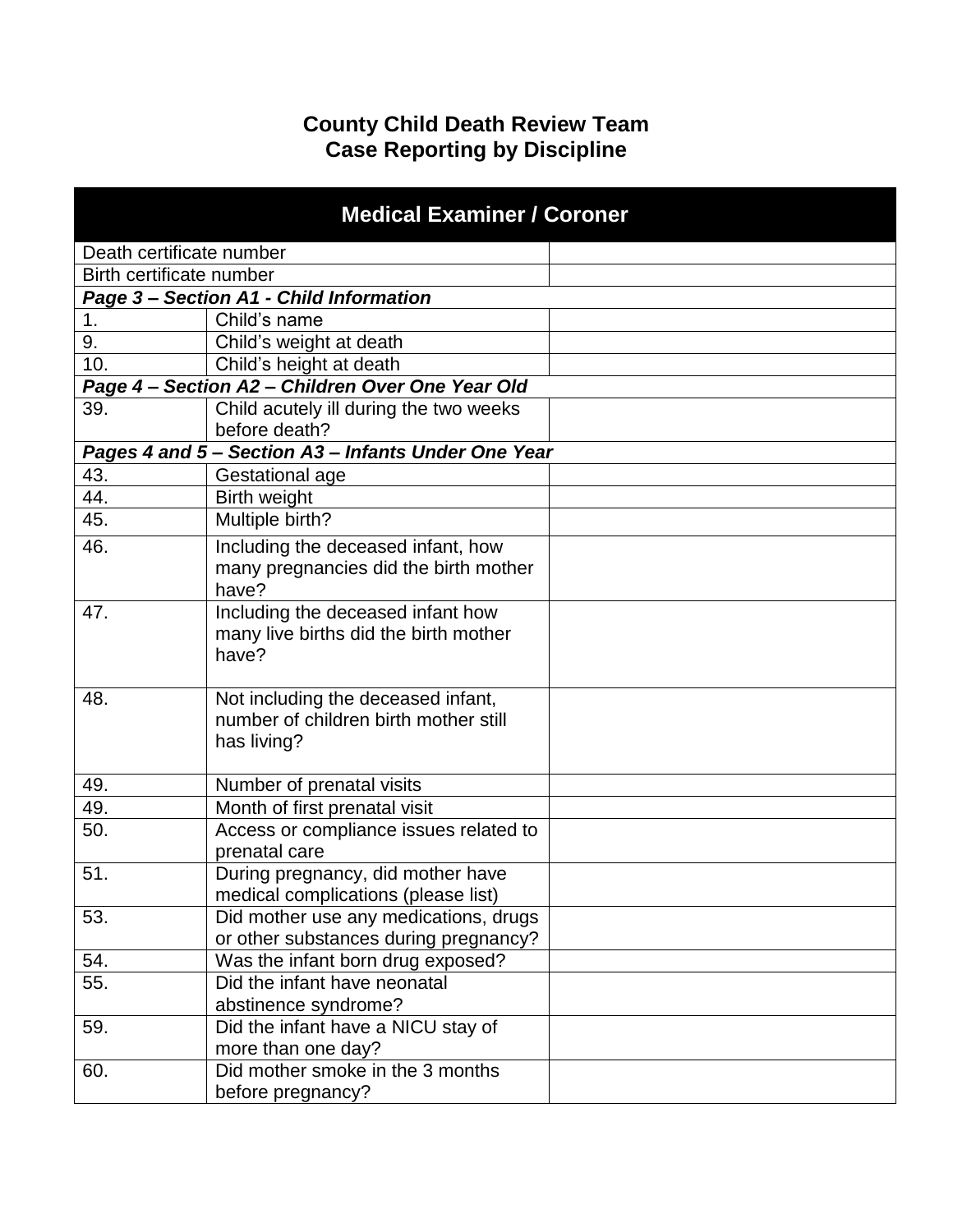# County Child Death Review Team
## Case Reporting by Discipline

| Medical Examiner / Coroner | | |
|---|---|---|
| Death certificate number | | |
| Birth certificate number | | |
| ***Page 3 – Section A1 - Child Information*** | | |
| 1. | Child's name | |
| 9. | Child's weight at death | |
| 10. | Child's height at death | |
| ***Page 4 – Section A2 – Children Over One Year Old*** | | |
| 39. | Child acutely ill during the two weeks before death? | |
| ***Pages 4 and 5 – Section A3 – Infants Under One Year*** | | |
| 43. | Gestational age | |
| 44. | Birth weight | |
| 45. | Multiple birth? | |
| 46. | Including the deceased infant, how many pregnancies did the birth mother have? | |
| 47. | Including the deceased infant how many live births did the birth mother have? | |
| 48. | Not including the deceased infant, number of children birth mother still has living? | |
| 49. | Number of prenatal visits | |
| 49. | Month of first prenatal visit | |
| 50. | Access or compliance issues related to prenatal care | |
| 51. | During pregnancy, did mother have medical complications (please list) | |
| 53. | Did mother use any medications, drugs or other substances during pregnancy? | |
| 54. | Was the infant born drug exposed? | |
| 55. | Did the infant have neonatal abstinence syndrome? | |
| 59. | Did the infant have a NICU stay of more than one day? | |
| 60. | Did mother smoke in the 3 months before pregnancy? | |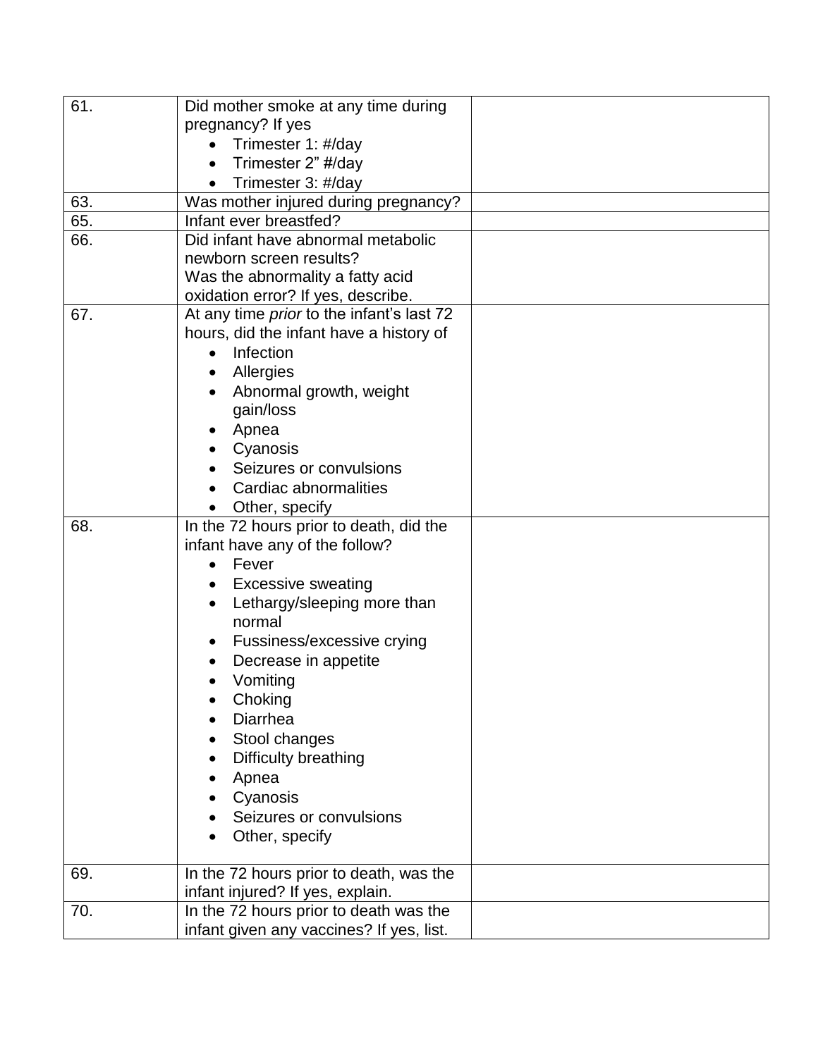| | | |
|---|---|---|
| 61. | Did mother smoke at any time during pregnancy? If yes<br>• Trimester 1: #/day<br>• Trimester 2" #/day<br>• Trimester 3: #/day | |
| 63. | Was mother injured during pregnancy? | |
| 65. | Infant ever breastfed? | |
| 66. | Did infant have abnormal metabolic newborn screen results?<br>Was the abnormality a fatty acid oxidation error? If yes, describe. | |
| 67. | At any time *prior* to the infant's last 72 hours, did the infant have a history of<br>• Infection<br>• Allergies<br>• Abnormal growth, weight gain/loss<br>• Apnea<br>• Cyanosis<br>• Seizures or convulsions<br>• Cardiac abnormalities<br>• Other, specify | |
| 68. | In the 72 hours prior to death, did the infant have any of the follow?<br>• Fever<br>• Excessive sweating<br>• Lethargy/sleeping more than normal<br>• Fussiness/excessive crying<br>• Decrease in appetite<br>• Vomiting<br>• Choking<br>• Diarrhea<br>• Stool changes<br>• Difficulty breathing<br>• Apnea<br>• Cyanosis<br>• Seizures or convulsions<br>• Other, specify | |
| 69. | In the 72 hours prior to death, was the infant injured? If yes, explain. | |
| 70. | In the 72 hours prior to death was the infant given any vaccines? If yes, list. | |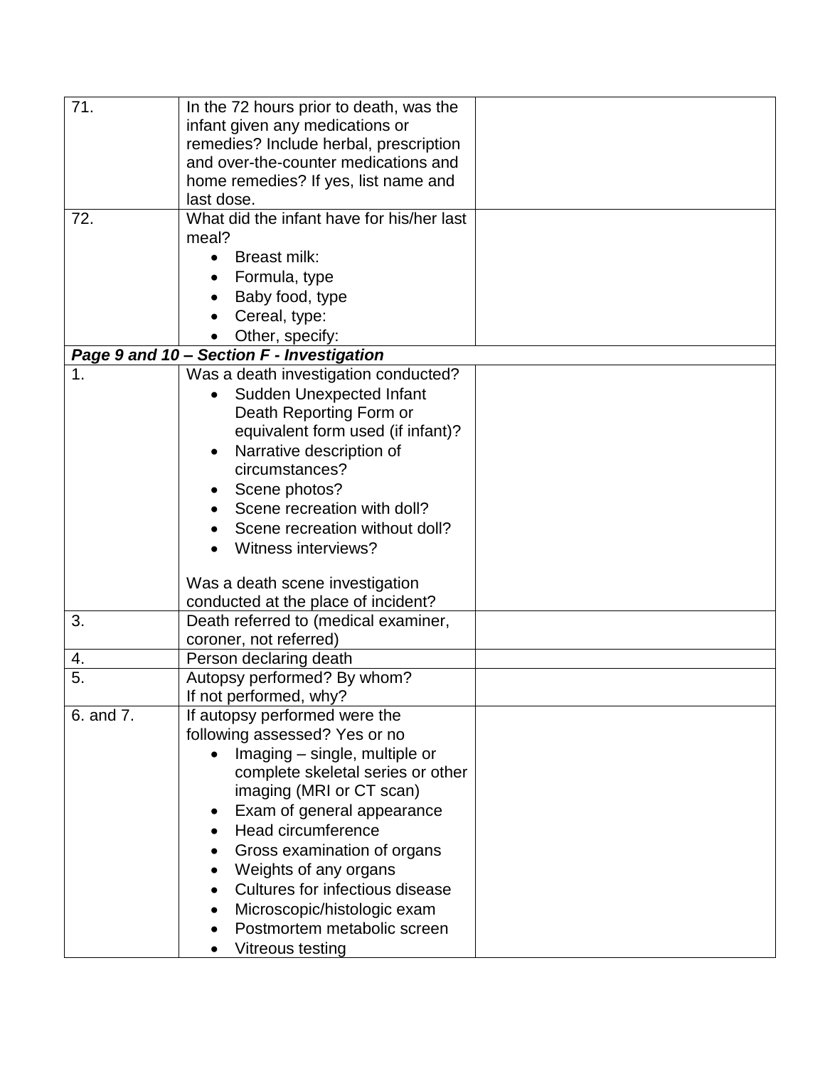| | | |
|---|---|---|
| 71. | In the 72 hours prior to death, was the infant given any medications or remedies? Include herbal, prescription and over-the-counter medications and home remedies? If yes, list name and last dose. | |
| 72. | What did the infant have for his/her last meal?<br>• Breast milk:<br>• Formula, type<br>• Baby food, type<br>• Cereal, type:<br>• Other, specify: | |
| ***Page 9 and 10 – Section F - Investigation*** | | |
| 1. | Was a death investigation conducted?<br>• Sudden Unexpected Infant Death Reporting Form or equivalent form used (if infant)?<br>• Narrative description of circumstances?<br>• Scene photos?<br>• Scene recreation with doll?<br>• Scene recreation without doll?<br>• Witness interviews?<br><br>Was a death scene investigation conducted at the place of incident? | |
| 3. | Death referred to (medical examiner, coroner, not referred) | |
| 4. | Person declaring death | |
| 5. | Autopsy performed? By whom?<br>If not performed, why? | |
| 6. and 7. | If autopsy performed were the following assessed? Yes or no<br>• Imaging – single, multiple or complete skeletal series or other imaging (MRI or CT scan)<br>• Exam of general appearance<br>• Head circumference<br>• Gross examination of organs<br>• Weights of any organs<br>• Cultures for infectious disease<br>• Microscopic/histologic exam<br>• Postmortem metabolic screen<br>• Vitreous testing | |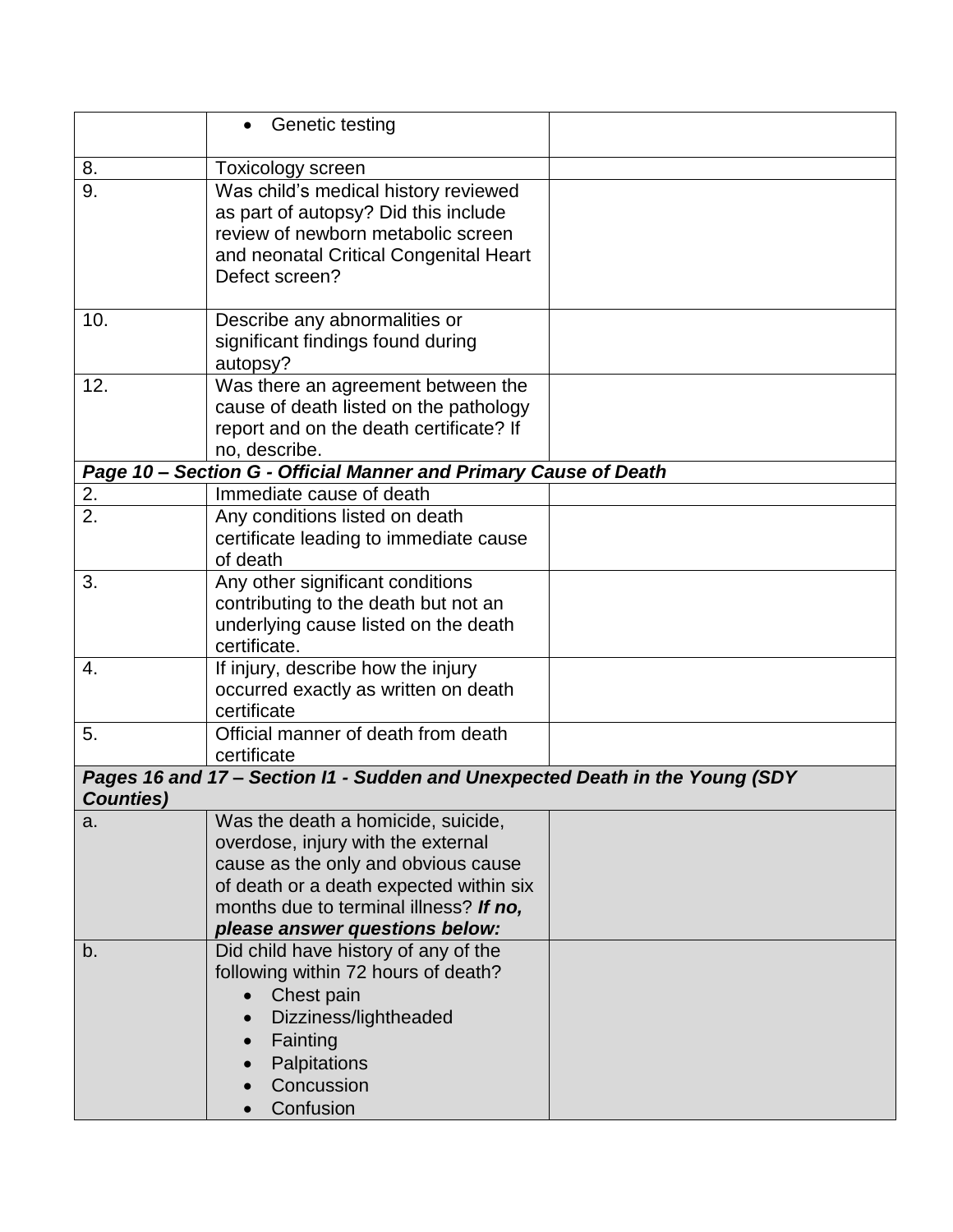| | | |
|---|---|---|
| | • Genetic testing | |
| 8. | Toxicology screen | |
| 9. | Was child's medical history reviewed as part of autopsy? Did this include review of newborn metabolic screen and neonatal Critical Congenital Heart Defect screen? | |
| 10. | Describe any abnormalities or significant findings found during autopsy? | |
| 12. | Was there an agreement between the cause of death listed on the pathology report and on the death certificate? If no, describe. | |
| ***Page 10 – Section G - Official Manner and Primary Cause of Death*** | | |
| 2. | Immediate cause of death | |
| 2. | Any conditions listed on death certificate leading to immediate cause of death | |
| 3. | Any other significant conditions contributing to the death but not an underlying cause listed on the death certificate. | |
| 4. | If injury, describe how the injury occurred exactly as written on death certificate | |
| 5. | Official manner of death from death certificate | |
| ***Pages 16 and 17 – Section I1 - Sudden and Unexpected Death in the Young (SDY Counties)*** | | |
| a. | Was the death a homicide, suicide, overdose, injury with the external cause as the only and obvious cause of death or a death expected within six months due to terminal illness? ***If no, please answer questions below:*** | |
| b. | Did child have history of any of the following within 72 hours of death?<br>• Chest pain<br>• Dizziness/lightheaded<br>• Fainting<br>• Palpitations<br>• Concussion<br>• Confusion | |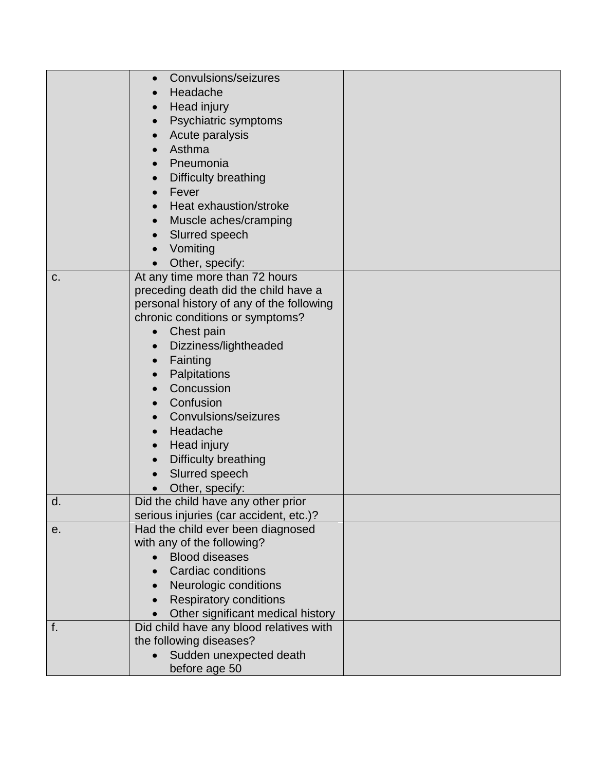| | | |
|---|---|---|
| | • Convulsions/seizures<br>• Headache<br>• Head injury<br>• Psychiatric symptoms<br>• Acute paralysis<br>• Asthma<br>• Pneumonia<br>• Difficulty breathing<br>• Fever<br>• Heat exhaustion/stroke<br>• Muscle aches/cramping<br>• Slurred speech<br>• Vomiting<br>• Other, specify: | |
| c. | At any time more than 72 hours preceding death did the child have a personal history of any of the following chronic conditions or symptoms?<br>• Chest pain<br>• Dizziness/lightheaded<br>• Fainting<br>• Palpitations<br>• Concussion<br>• Confusion<br>• Convulsions/seizures<br>• Headache<br>• Head injury<br>• Difficulty breathing<br>• Slurred speech<br>• Other, specify: | |
| d. | Did the child have any other prior serious injuries (car accident, etc.)? | |
| e. | Had the child ever been diagnosed with any of the following?<br>• Blood diseases<br>• Cardiac conditions<br>• Neurologic conditions<br>• Respiratory conditions<br>• Other significant medical history | |
| f. | Did child have any blood relatives with the following diseases?<br>• Sudden unexpected death before age 50 | |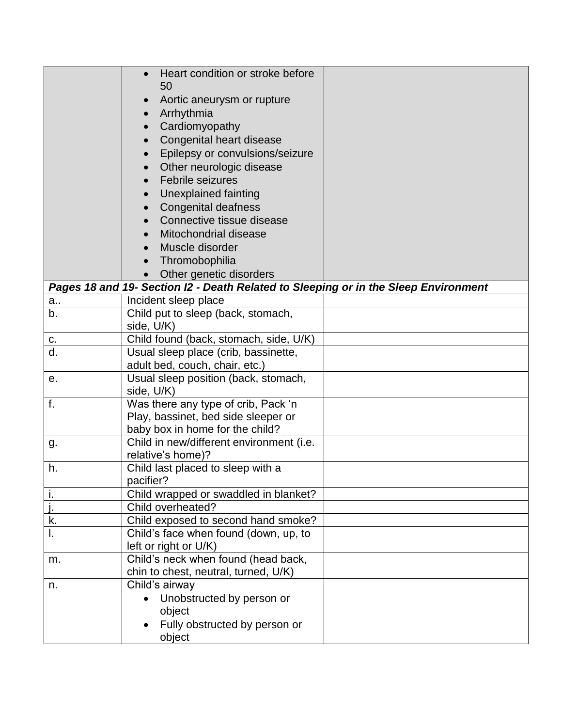| | | |
|---|---|---|
| | • Heart condition or stroke before 50<br>• Aortic aneurysm or rupture<br>• Arrhythmia<br>• Cardiomyopathy<br>• Congenital heart disease<br>• Epilepsy or convulsions/seizure<br>• Other neurologic disease<br>• Febrile seizures<br>• Unexplained fainting<br>• Congenital deafness<br>• Connective tissue disease<br>• Mitochondrial disease<br>• Muscle disorder<br>• Thromobophilia<br>• Other genetic disorders | |
| ***Pages 18 and 19- Section I2 - Death Related to Sleeping or in the Sleep Environment*** | | |
| a.. | Incident sleep place | |
| b. | Child put to sleep (back, stomach, side, U/K) | |
| c. | Child found (back, stomach, side, U/K) | |
| d. | Usual sleep place (crib, bassinette, adult bed, couch, chair, etc.) | |
| e. | Usual sleep position (back, stomach, side, U/K) | |
| f. | Was there any type of crib, Pack 'n Play, bassinet, bed side sleeper or baby box in home for the child? | |
| g. | Child in new/different environment (i.e. relative's home)? | |
| h. | Child last placed to sleep with a pacifier? | |
| i. | Child wrapped or swaddled in blanket? | |
| j. | Child overheated? | |
| k. | Child exposed to second hand smoke? | |
| l. | Child's face when found (down, up, to left or right or U/K) | |
| m. | Child's neck when found (head back, chin to chest, neutral, turned, U/K) | |
| n. | Child's airway<br>• Unobstructed by person or object<br>• Fully obstructed by person or object | |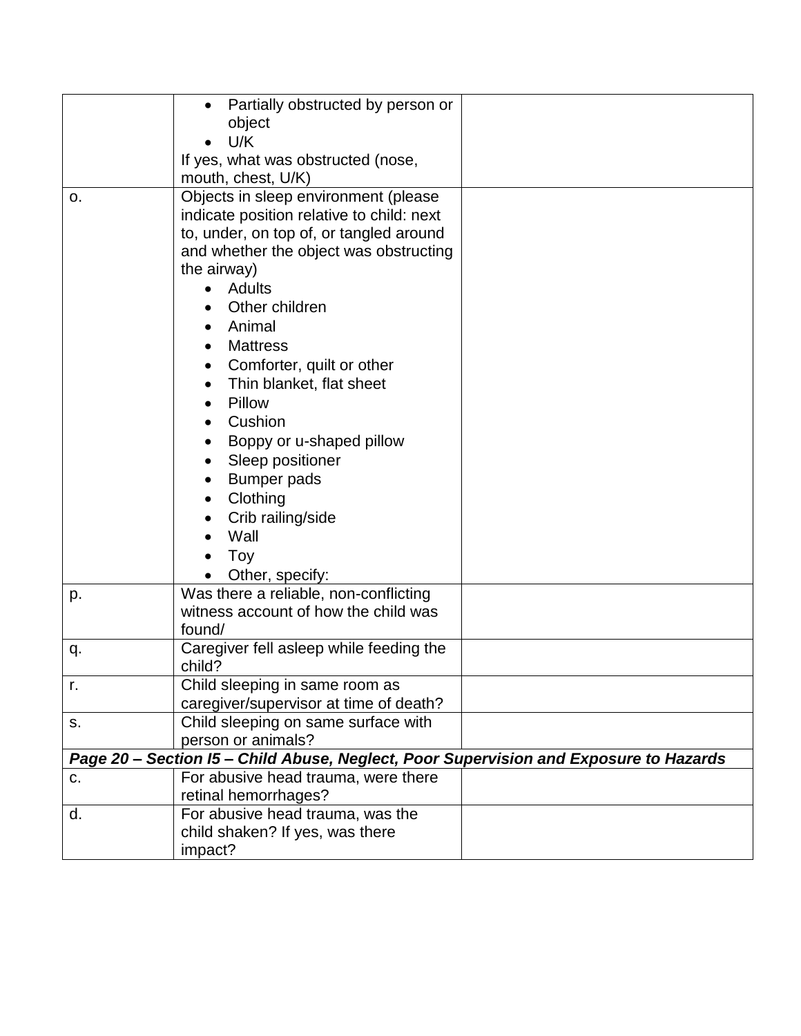| | | |
|---|---|---|
| | • Partially obstructed by person or object<br>• U/K<br>If yes, what was obstructed (nose, mouth, chest, U/K) | |
| o. | Objects in sleep environment (please indicate position relative to child: next to, under, on top of, or tangled around and whether the object was obstructing the airway)<br>• Adults<br>• Other children<br>• Animal<br>• Mattress<br>• Comforter, quilt or other<br>• Thin blanket, flat sheet<br>• Pillow<br>• Cushion<br>• Boppy or u-shaped pillow<br>• Sleep positioner<br>• Bumper pads<br>• Clothing<br>• Crib railing/side<br>• Wall<br>• Toy<br>• Other, specify: | |
| p. | Was there a reliable, non-conflicting witness account of how the child was found/ | |
| q. | Caregiver fell asleep while feeding the child? | |
| r. | Child sleeping in same room as caregiver/supervisor at time of death? | |
| s. | Child sleeping on same surface with person or animals? | |
| ***Page 20 – Section I5 – Child Abuse, Neglect, Poor Supervision and Exposure to Hazards*** | | |
| c. | For abusive head trauma, were there retinal hemorrhages? | |
| d. | For abusive head trauma, was the child shaken? If yes, was there impact? | |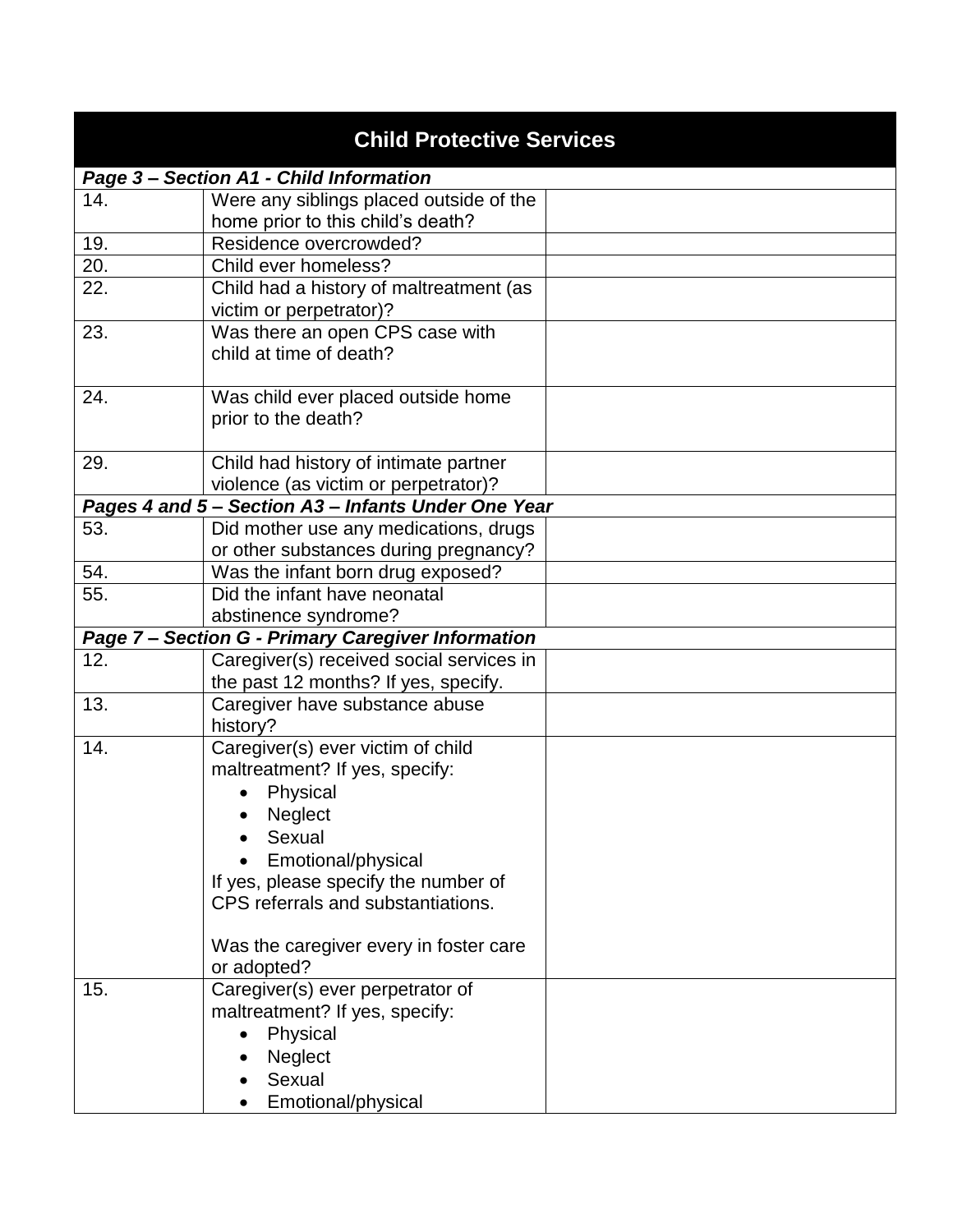| Child Protective Services | | |
|---|---|---|
| ***Page 3 – Section A1 - Child Information*** | | |
| 14. | Were any siblings placed outside of the home prior to this child's death? | |
| 19. | Residence overcrowded? | |
| 20. | Child ever homeless? | |
| 22. | Child had a history of maltreatment (as victim or perpetrator)? | |
| 23. | Was there an open CPS case with child at time of death? | |
| 24. | Was child ever placed outside home prior to the death? | |
| 29. | Child had history of intimate partner violence (as victim or perpetrator)? | |
| ***Pages 4 and 5 – Section A3 – Infants Under One Year*** | | |
| 53. | Did mother use any medications, drugs or other substances during pregnancy? | |
| 54. | Was the infant born drug exposed? | |
| 55. | Did the infant have neonatal abstinence syndrome? | |
| ***Page 7 – Section G - Primary Caregiver Information*** | | |
| 12. | Caregiver(s) received social services in the past 12 months? If yes, specify. | |
| 13. | Caregiver have substance abuse history? | |
| 14. | Caregiver(s) ever victim of child maltreatment? If yes, specify: <br>• Physical <br>• Neglect <br>• Sexual <br>• Emotional/physical <br>If yes, please specify the number of CPS referrals and substantiations. <br><br>Was the caregiver every in foster care or adopted? | |
| 15. | Caregiver(s) ever perpetrator of maltreatment? If yes, specify: <br>• Physical <br>• Neglect <br>• Sexual <br>• Emotional/physical | |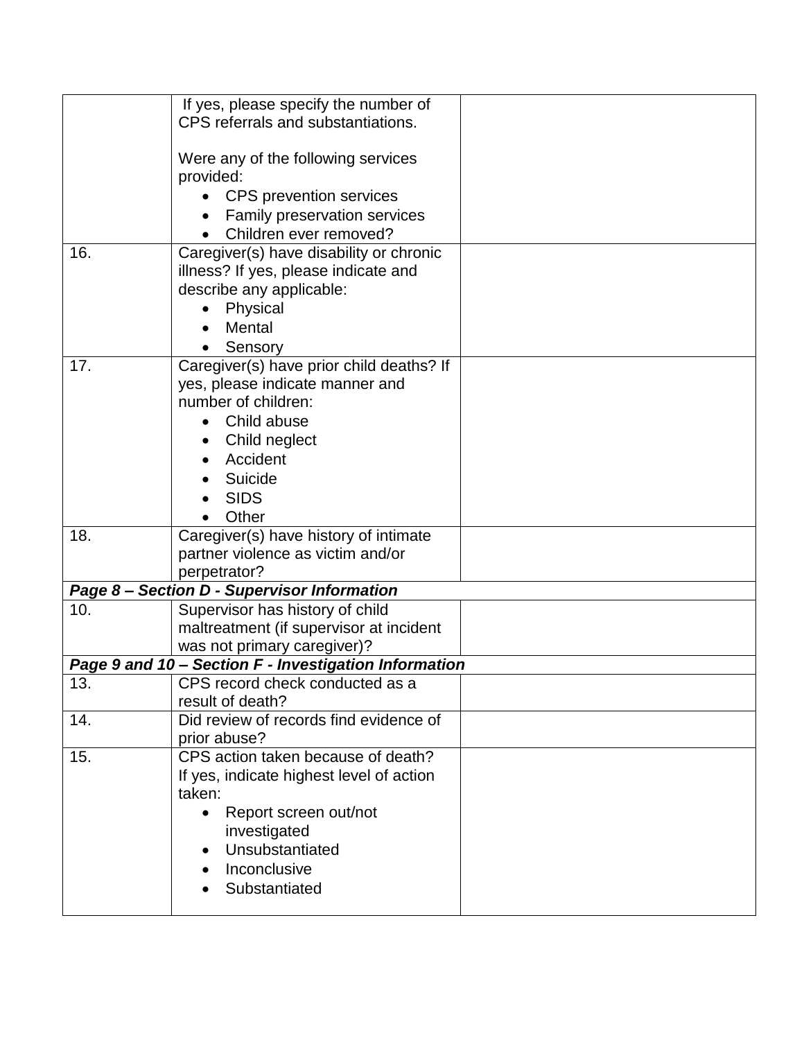| | | |
|---|---|---|
| | If yes, please specify the number of CPS referrals and substantiations.<br><br>Were any of the following services provided:<br>• CPS prevention services<br>• Family preservation services<br>• Children ever removed? | |
| 16. | Caregiver(s) have disability or chronic illness? If yes, please indicate and describe any applicable:<br>• Physical<br>• Mental<br>• Sensory | |
| 17. | Caregiver(s) have prior child deaths? If yes, please indicate manner and number of children:<br>• Child abuse<br>• Child neglect<br>• Accident<br>• Suicide<br>• SIDS<br>• Other | |
| 18. | Caregiver(s) have history of intimate partner violence as victim and/or perpetrator? | |
| ***Page 8 – Section D - Supervisor Information*** | | |
| 10. | Supervisor has history of child maltreatment (if supervisor at incident was not primary caregiver)? | |
| ***Page 9 and 10 – Section F - Investigation Information*** | | |
| 13. | CPS record check conducted as a result of death? | |
| 14. | Did review of records find evidence of prior abuse? | |
| 15. | CPS action taken because of death? If yes, indicate highest level of action taken:<br>• Report screen out/not investigated<br>• Unsubstantiated<br>• Inconclusive<br>• Substantiated | |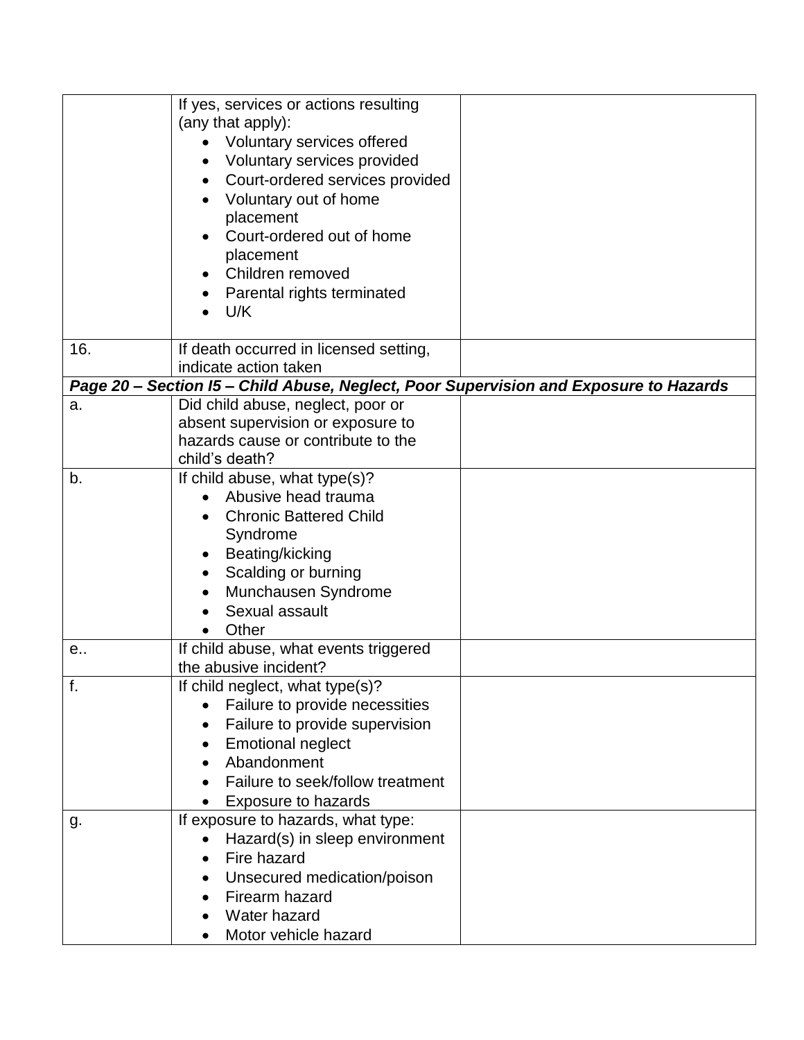| | | |
|---|---|---|
| | If yes, services or actions resulting (any that apply):<br>• Voluntary services offered<br>• Voluntary services provided<br>• Court-ordered services provided<br>• Voluntary out of home placement<br>• Court-ordered out of home placement<br>• Children removed<br>• Parental rights terminated<br>• U/K | |
| 16. | If death occurred in licensed setting, indicate action taken | |
| ***Page 20 – Section I5 – Child Abuse, Neglect, Poor Supervision and Exposure to Hazards*** | | |
| a. | Did child abuse, neglect, poor or absent supervision or exposure to hazards cause or contribute to the child's death? | |
| b. | If child abuse, what type(s)?<br>• Abusive head trauma<br>• Chronic Battered Child Syndrome<br>• Beating/kicking<br>• Scalding or burning<br>• Munchausen Syndrome<br>• Sexual assault<br>• Other | |
| e.. | If child abuse, what events triggered the abusive incident? | |
| f. | If child neglect, what type(s)?<br>• Failure to provide necessities<br>• Failure to provide supervision<br>• Emotional neglect<br>• Abandonment<br>• Failure to seek/follow treatment<br>• Exposure to hazards | |
| g. | If exposure to hazards, what type:<br>• Hazard(s) in sleep environment<br>• Fire hazard<br>• Unsecured medication/poison<br>• Firearm hazard<br>• Water hazard<br>• Motor vehicle hazard | |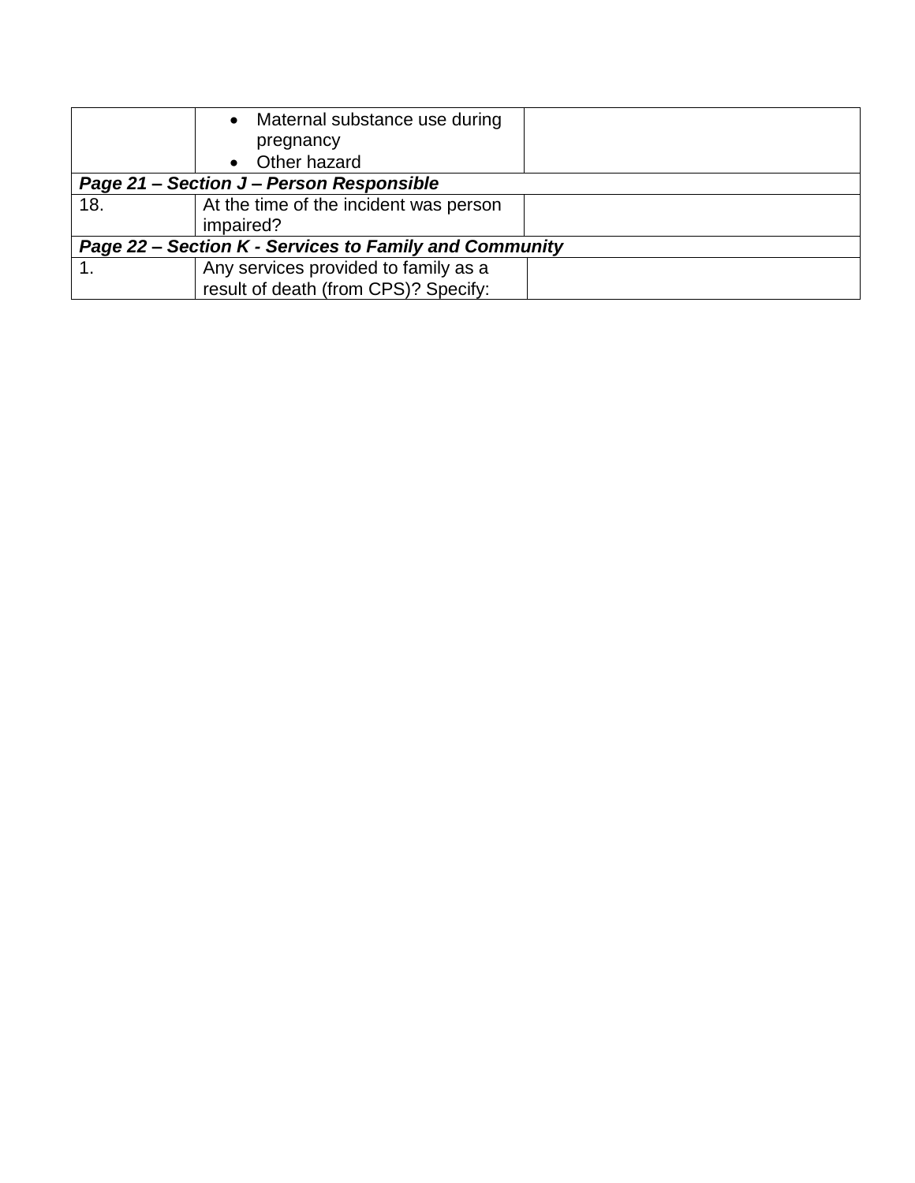| | | |
|---|---|---|
| | • Maternal substance use during pregnancy<br>• Other hazard | |
| ***Page 21 – Section J – Person Responsible*** | | |
| 18. | At the time of the incident was person impaired? | |
| ***Page 22 – Section K - Services to Family and Community*** | | |
| 1. | Any services provided to family as a result of death (from CPS)? Specify: | |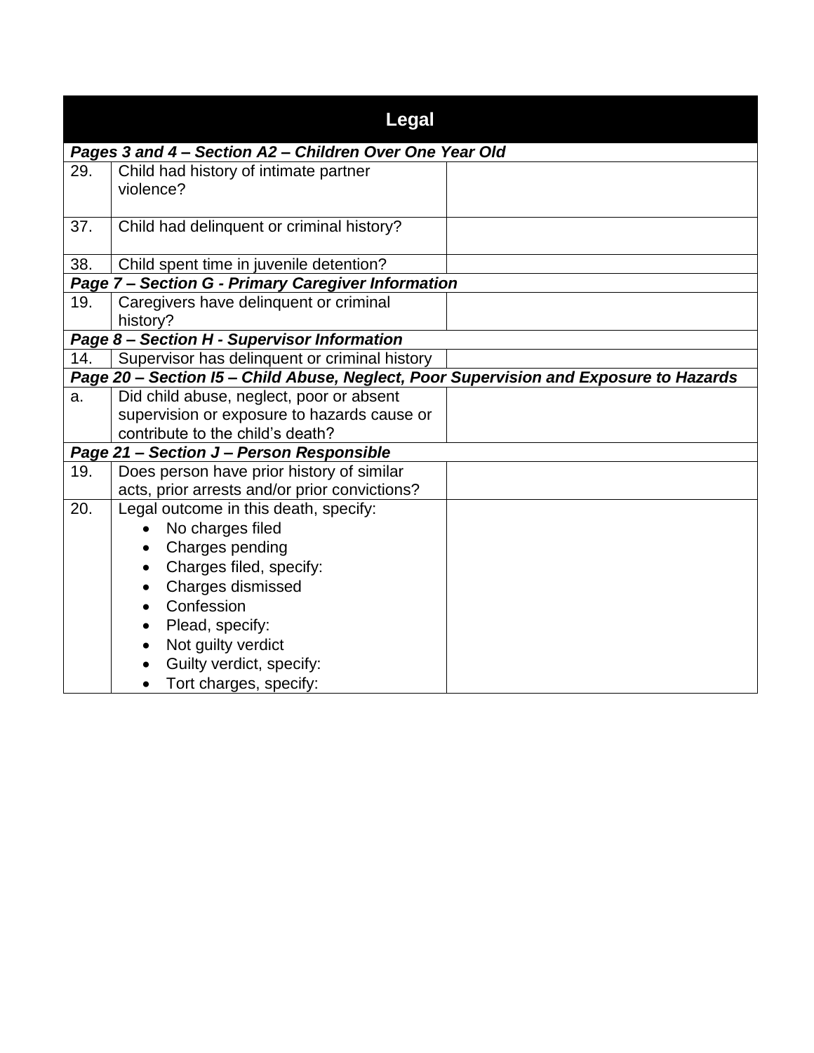| Legal | | |
|---|---|---|
| ***Pages 3 and 4 – Section A2 – Children Over One Year Old*** | | |
| 29. | Child had history of intimate partner violence? | |
| 37. | Child had delinquent or criminal history? | |
| 38. | Child spent time in juvenile detention? | |
| ***Page 7 – Section G - Primary Caregiver Information*** | | |
| 19. | Caregivers have delinquent or criminal history? | |
| ***Page 8 – Section H - Supervisor Information*** | | |
| 14. | Supervisor has delinquent or criminal history | |
| ***Page 20 – Section I5 – Child Abuse, Neglect, Poor Supervision and Exposure to Hazards*** | | |
| a. | Did child abuse, neglect, poor or absent supervision or exposure to hazards cause or contribute to the child's death? | |
| ***Page 21 – Section J – Person Responsible*** | | |
| 19. | Does person have prior history of similar acts, prior arrests and/or prior convictions? | |
| 20. | Legal outcome in this death, specify:<br>• No charges filed<br>• Charges pending<br>• Charges filed, specify:<br>• Charges dismissed<br>• Confession<br>• Plead, specify:<br>• Not guilty verdict<br>• Guilty verdict, specify:<br>• Tort charges, specify: | |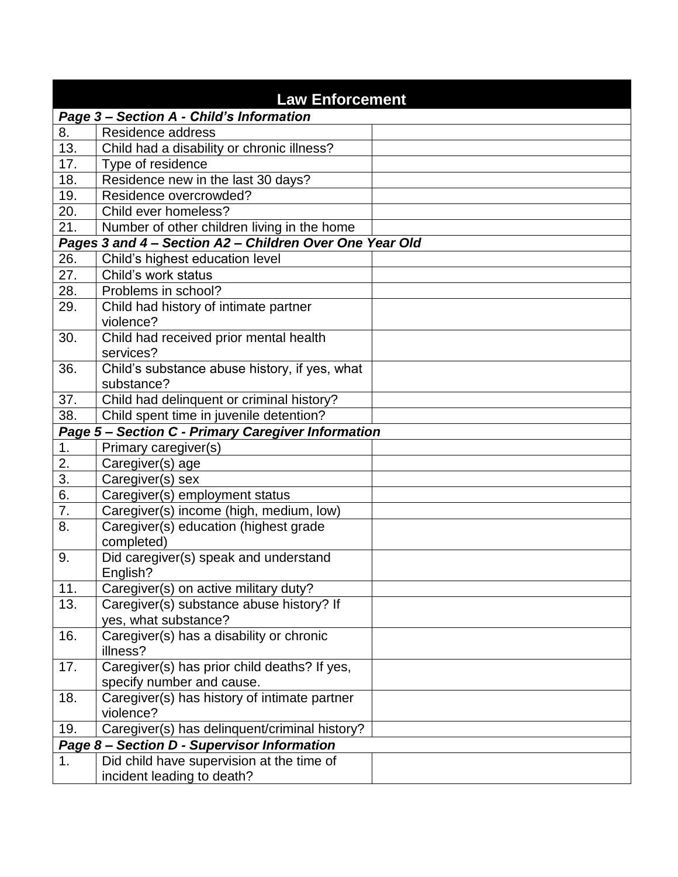| Law Enforcement | | |
|---|---|---|
| ***Page 3 – Section A - Child's Information*** | | |
| 8. | Residence address | |
| 13. | Child had a disability or chronic illness? | |
| 17. | Type of residence | |
| 18. | Residence new in the last 30 days? | |
| 19. | Residence overcrowded? | |
| 20. | Child ever homeless? | |
| 21. | Number of other children living in the home | |
| ***Pages 3 and 4 – Section A2 – Children Over One Year Old*** | | |
| 26. | Child's highest education level | |
| 27. | Child's work status | |
| 28. | Problems in school? | |
| 29. | Child had history of intimate partner violence? | |
| 30. | Child had received prior mental health services? | |
| 36. | Child's substance abuse history, if yes, what substance? | |
| 37. | Child had delinquent or criminal history? | |
| 38. | Child spent time in juvenile detention? | |
| ***Page 5 – Section C - Primary Caregiver Information*** | | |
| 1. | Primary caregiver(s) | |
| 2. | Caregiver(s) age | |
| 3. | Caregiver(s) sex | |
| 6. | Caregiver(s) employment status | |
| 7. | Caregiver(s) income (high, medium, low) | |
| 8. | Caregiver(s) education (highest grade completed) | |
| 9. | Did caregiver(s) speak and understand English? | |
| 11. | Caregiver(s) on active military duty? | |
| 13. | Caregiver(s) substance abuse history? If yes, what substance? | |
| 16. | Caregiver(s) has a disability or chronic illness? | |
| 17. | Caregiver(s) has prior child deaths? If yes, specify number and cause. | |
| 18. | Caregiver(s) has history of intimate partner violence? | |
| 19. | Caregiver(s) has delinquent/criminal history? | |
| ***Page 8 – Section D - Supervisor Information*** | | |
| 1. | Did child have supervision at the time of incident leading to death? | |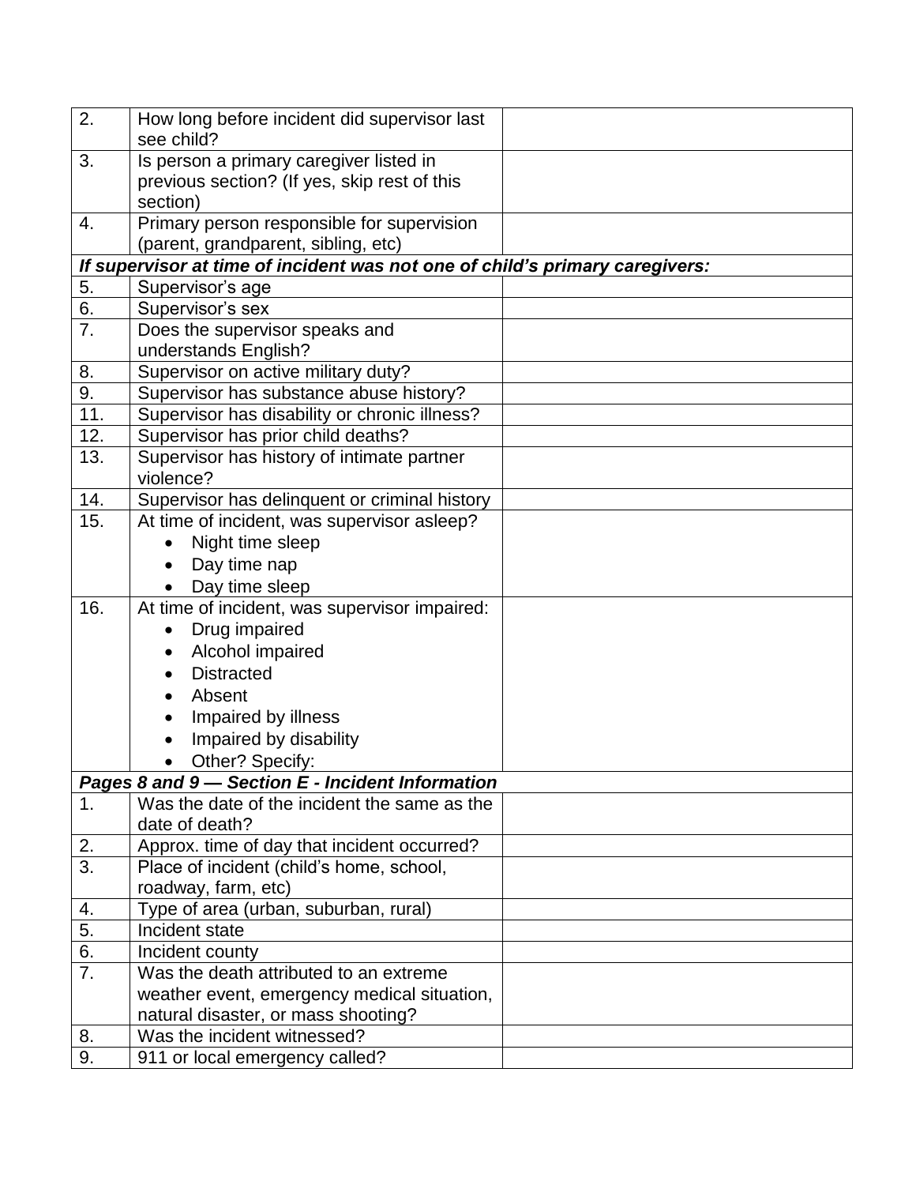| | | |
|---|---|---|
| 2. | How long before incident did supervisor last see child? | |
| 3. | Is person a primary caregiver listed in previous section? (If yes, skip rest of this section) | |
| 4. | Primary person responsible for supervision (parent, grandparent, sibling, etc) | |
| ***If supervisor at time of incident was not one of child's primary caregivers:*** | | |
| 5. | Supervisor's age | |
| 6. | Supervisor's sex | |
| 7. | Does the supervisor speaks and understands English? | |
| 8. | Supervisor on active military duty? | |
| 9. | Supervisor has substance abuse history? | |
| 11. | Supervisor has disability or chronic illness? | |
| 12. | Supervisor has prior child deaths? | |
| 13. | Supervisor has history of intimate partner violence? | |
| 14. | Supervisor has delinquent or criminal history | |
| 15. | At time of incident, was supervisor asleep?<br>• Night time sleep<br>• Day time nap<br>• Day time sleep | |
| 16. | At time of incident, was supervisor impaired:<br>• Drug impaired<br>• Alcohol impaired<br>• Distracted<br>• Absent<br>• Impaired by illness<br>• Impaired by disability<br>• Other? Specify: | |
| ***Pages 8 and 9 — Section E - Incident Information*** | | |
| 1. | Was the date of the incident the same as the date of death? | |
| 2. | Approx. time of day that incident occurred? | |
| 3. | Place of incident (child's home, school, roadway, farm, etc) | |
| 4. | Type of area (urban, suburban, rural) | |
| 5. | Incident state | |
| 6. | Incident county | |
| 7. | Was the death attributed to an extreme weather event, emergency medical situation, natural disaster, or mass shooting? | |
| 8. | Was the incident witnessed? | |
| 9. | 911 or local emergency called? | |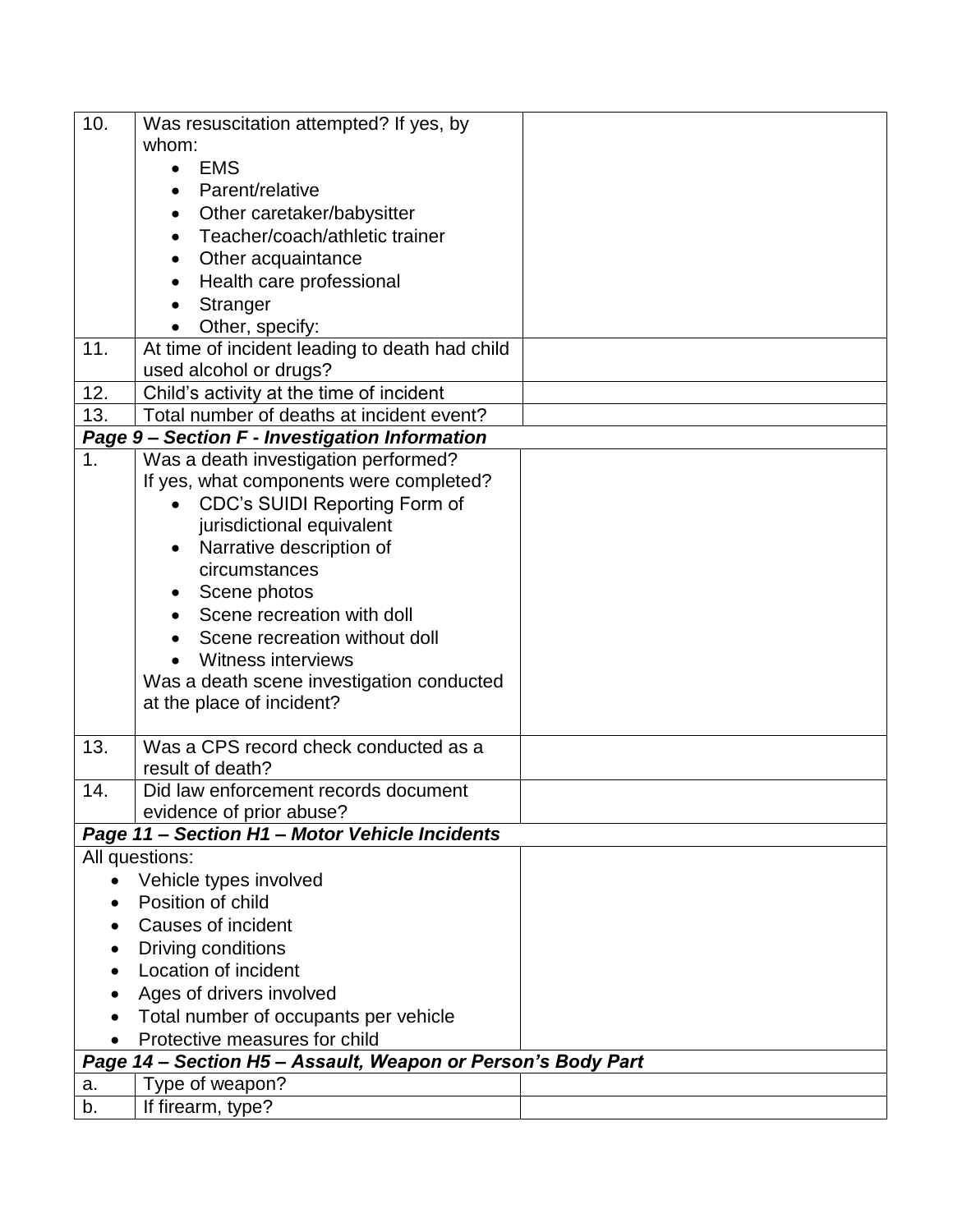| | | |
|---|---|---|
| 10. | Was resuscitation attempted? If yes, by whom:<br>• EMS<br>• Parent/relative<br>• Other caretaker/babysitter<br>• Teacher/coach/athletic trainer<br>• Other acquaintance<br>• Health care professional<br>• Stranger<br>• Other, specify: | |
| 11. | At time of incident leading to death had child used alcohol or drugs? | |
| 12. | Child's activity at the time of incident | |
| 13. | Total number of deaths at incident event? | |
| ***Page 9 – Section F - Investigation Information*** | | |
| 1. | Was a death investigation performed?<br>If yes, what components were completed?<br>• CDC's SUIDI Reporting Form of jurisdictional equivalent<br>• Narrative description of circumstances<br>• Scene photos<br>• Scene recreation with doll<br>• Scene recreation without doll<br>• Witness interviews<br>Was a death scene investigation conducted at the place of incident? | |
| 13. | Was a CPS record check conducted as a result of death? | |
| 14. | Did law enforcement records document evidence of prior abuse? | |
| ***Page 11 – Section H1 – Motor Vehicle Incidents*** | | |
| All questions:<br>• Vehicle types involved<br>• Position of child<br>• Causes of incident<br>• Driving conditions<br>• Location of incident<br>• Ages of drivers involved<br>• Total number of occupants per vehicle<br>• Protective measures for child | | |
| ***Page 14 – Section H5 – Assault, Weapon or Person's Body Part*** | | |
| a. | Type of weapon? | |
| b. | If firearm, type? | |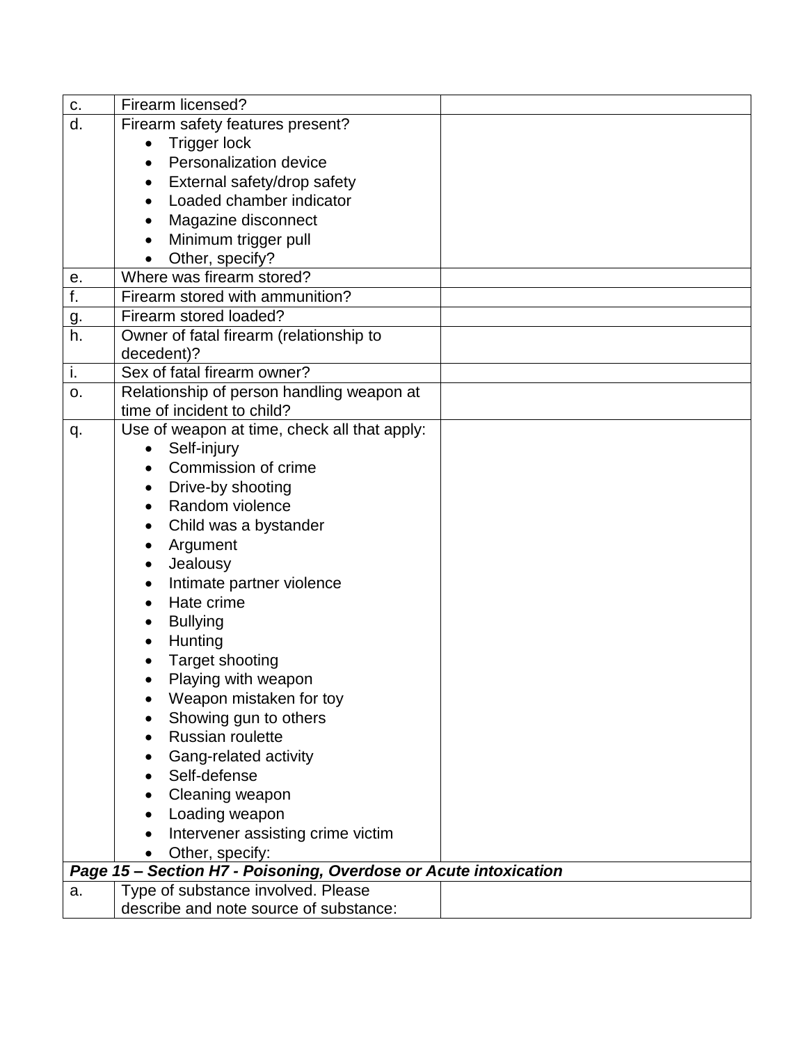| | | |
|---|---|---|
| c. | Firearm licensed? | |
| d. | Firearm safety features present?<br>• Trigger lock<br>• Personalization device<br>• External safety/drop safety<br>• Loaded chamber indicator<br>• Magazine disconnect<br>• Minimum trigger pull<br>• Other, specify? | |
| e. | Where was firearm stored? | |
| f. | Firearm stored with ammunition? | |
| g. | Firearm stored loaded? | |
| h. | Owner of fatal firearm (relationship to decedent)? | |
| i. | Sex of fatal firearm owner? | |
| o. | Relationship of person handling weapon at time of incident to child? | |
| q. | Use of weapon at time, check all that apply:<br>• Self-injury<br>• Commission of crime<br>• Drive-by shooting<br>• Random violence<br>• Child was a bystander<br>• Argument<br>• Jealousy<br>• Intimate partner violence<br>• Hate crime<br>• Bullying<br>• Hunting<br>• Target shooting<br>• Playing with weapon<br>• Weapon mistaken for toy<br>• Showing gun to others<br>• Russian roulette<br>• Gang-related activity<br>• Self-defense<br>• Cleaning weapon<br>• Loading weapon<br>• Intervener assisting crime victim<br>• Other, specify: | |
| ***Page 15 – Section H7 - Poisoning, Overdose or Acute intoxication*** | | |
| a. | Type of substance involved. Please describe and note source of substance: | |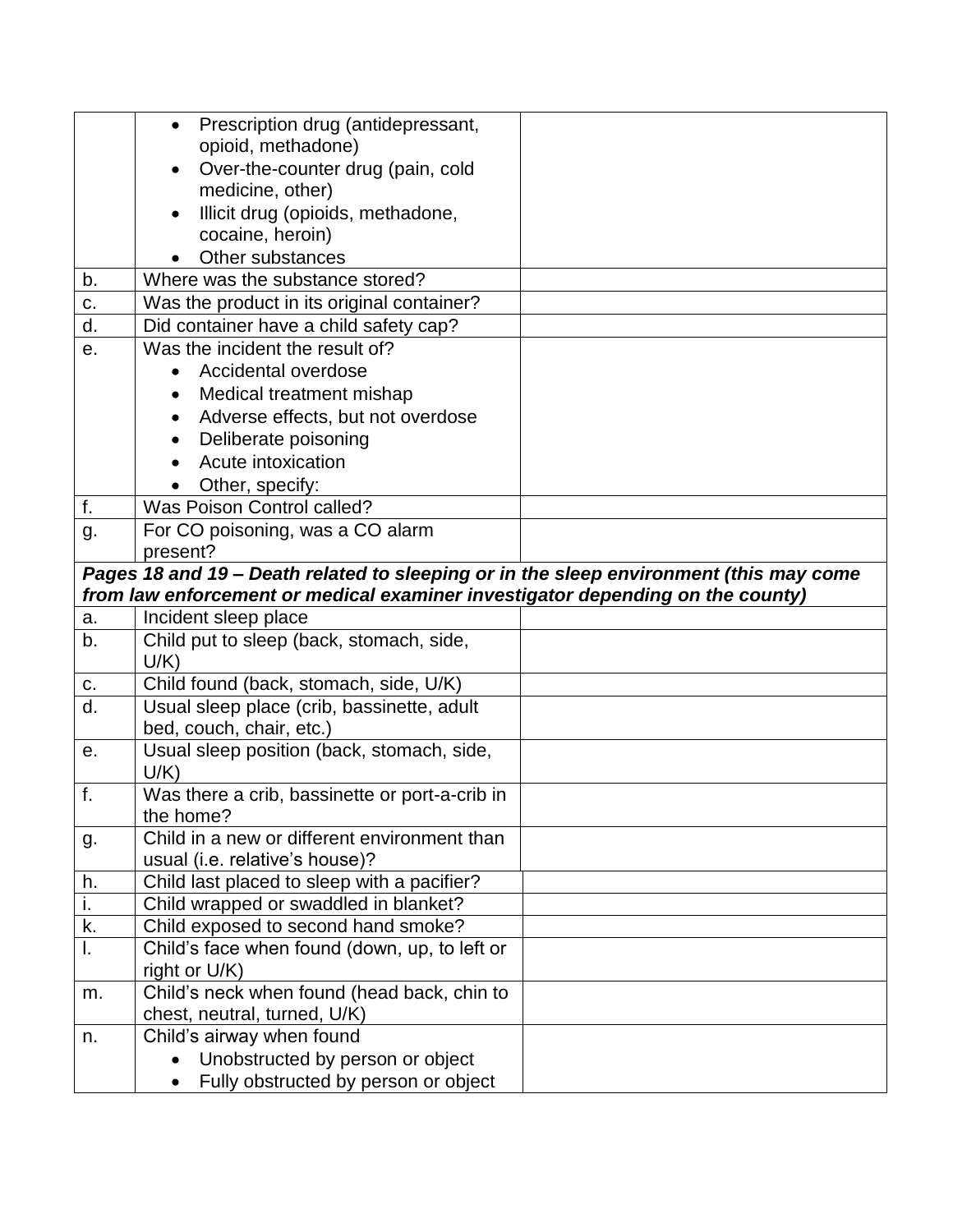| | | |
|---|---|---|
| | • Prescription drug (antidepressant, opioid, methadone)<br>• Over-the-counter drug (pain, cold medicine, other)<br>• Illicit drug (opioids, methadone, cocaine, heroin)<br>• Other substances | |
| b. | Where was the substance stored? | |
| c. | Was the product in its original container? | |
| d. | Did container have a child safety cap? | |
| e. | Was the incident the result of?<br>• Accidental overdose<br>• Medical treatment mishap<br>• Adverse effects, but not overdose<br>• Deliberate poisoning<br>• Acute intoxication<br>• Other, specify: | |
| f. | Was Poison Control called? | |
| g. | For CO poisoning, was a CO alarm present? | |
| ***Pages 18 and 19 – Death related to sleeping or in the sleep environment (this may come from law enforcement or medical examiner investigator depending on the county)*** | | |
| a. | Incident sleep place | |
| b. | Child put to sleep (back, stomach, side, U/K) | |
| c. | Child found (back, stomach, side, U/K) | |
| d. | Usual sleep place (crib, bassinette, adult bed, couch, chair, etc.) | |
| e. | Usual sleep position (back, stomach, side, U/K) | |
| f. | Was there a crib, bassinette or port-a-crib in the home? | |
| g. | Child in a new or different environment than usual (i.e. relative's house)? | |
| h. | Child last placed to sleep with a pacifier? | |
| i. | Child wrapped or swaddled in blanket? | |
| k. | Child exposed to second hand smoke? | |
| l. | Child's face when found (down, up, to left or right or U/K) | |
| m. | Child's neck when found (head back, chin to chest, neutral, turned, U/K) | |
| n. | Child's airway when found<br>• Unobstructed by person or object<br>• Fully obstructed by person or object | |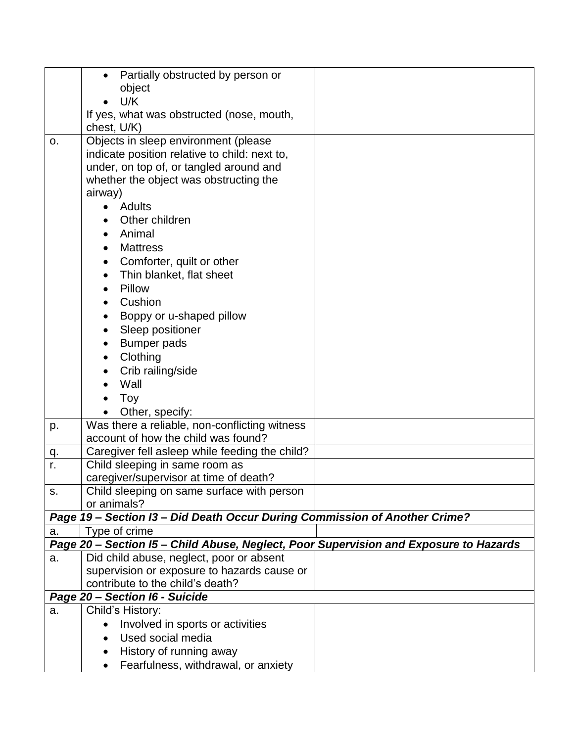| | | |
|---|---|---|
| | • Partially obstructed by person or object<br>• U/K<br>If yes, what was obstructed (nose, mouth, chest, U/K) | |
| o. | Objects in sleep environment (please indicate position relative to child: next to, under, on top of, or tangled around and whether the object was obstructing the airway)<br>• Adults<br>• Other children<br>• Animal<br>• Mattress<br>• Comforter, quilt or other<br>• Thin blanket, flat sheet<br>• Pillow<br>• Cushion<br>• Boppy or u-shaped pillow<br>• Sleep positioner<br>• Bumper pads<br>• Clothing<br>• Crib railing/side<br>• Wall<br>• Toy<br>• Other, specify: | |
| p. | Was there a reliable, non-conflicting witness account of how the child was found? | |
| q. | Caregiver fell asleep while feeding the child? | |
| r. | Child sleeping in same room as caregiver/supervisor at time of death? | |
| s. | Child sleeping on same surface with person or animals? | |
| ***Page 19 – Section I3 – Did Death Occur During Commission of Another Crime?*** | | |
| a. | Type of crime | |
| ***Page 20 – Section I5 – Child Abuse, Neglect, Poor Supervision and Exposure to Hazards*** | | |
| a. | Did child abuse, neglect, poor or absent supervision or exposure to hazards cause or contribute to the child's death? | |
| ***Page 20 – Section I6 - Suicide*** | | |
| a. | Child's History:<br>• Involved in sports or activities<br>• Used social media<br>• History of running away<br>• Fearfulness, withdrawal, or anxiety | |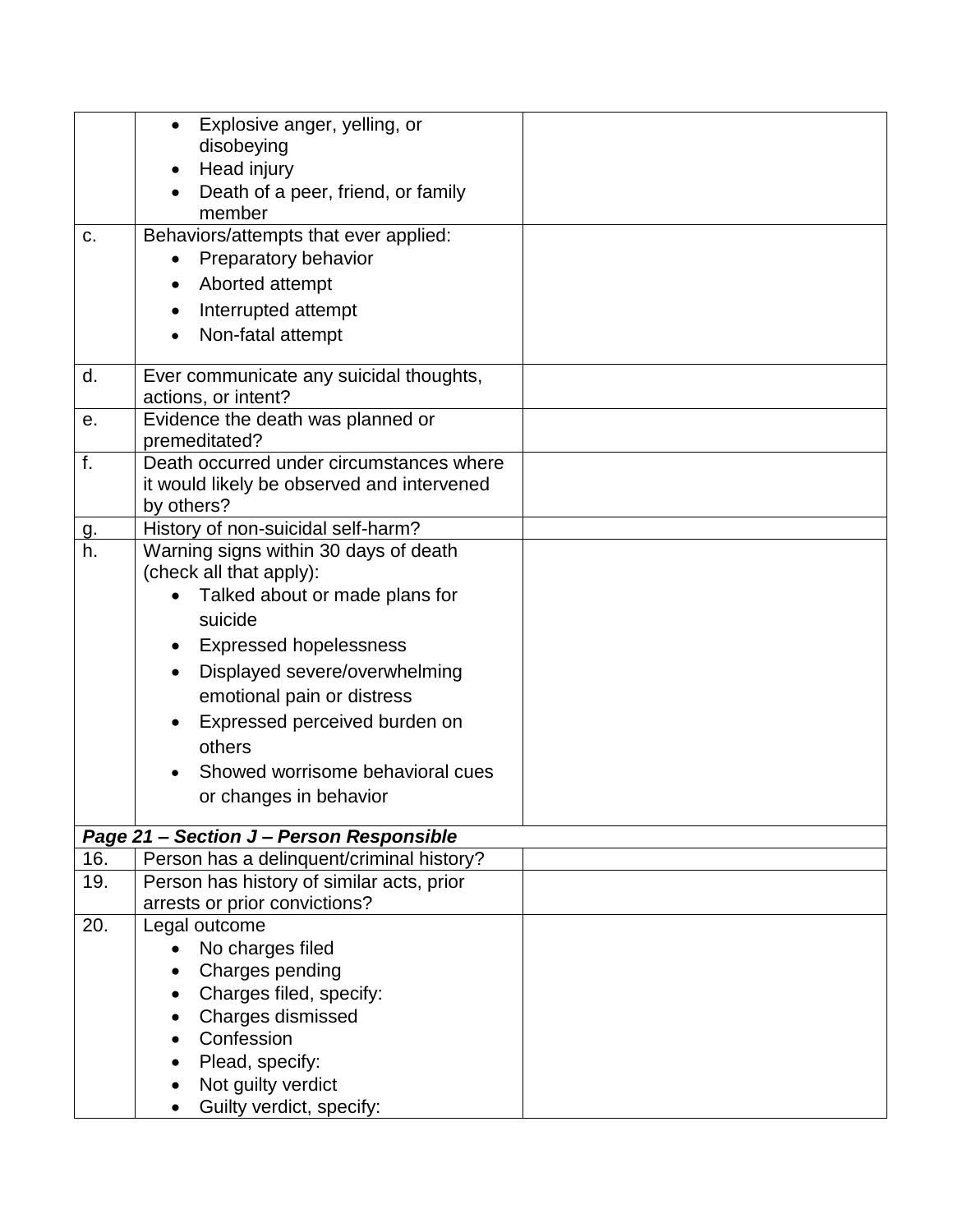| | | |
|---|---|---|
| | • Explosive anger, yelling, or disobeying<br>• Head injury<br>• Death of a peer, friend, or family member | |
| c. | Behaviors/attempts that ever applied:<br>• Preparatory behavior<br>• Aborted attempt<br>• Interrupted attempt<br>• Non-fatal attempt | |
| d. | Ever communicate any suicidal thoughts, actions, or intent? | |
| e. | Evidence the death was planned or premeditated? | |
| f. | Death occurred under circumstances where it would likely be observed and intervened by others? | |
| g. | History of non-suicidal self-harm? | |
| h. | Warning signs within 30 days of death (check all that apply):<br>• Talked about or made plans for suicide<br>• Expressed hopelessness<br>• Displayed severe/overwhelming emotional pain or distress<br>• Expressed perceived burden on others<br>• Showed worrisome behavioral cues or changes in behavior | |
| ***Page 21 – Section J – Person Responsible*** | | |
| 16. | Person has a delinquent/criminal history? | |
| 19. | Person has history of similar acts, prior arrests or prior convictions? | |
| 20. | Legal outcome<br>• No charges filed<br>• Charges pending<br>• Charges filed, specify:<br>• Charges dismissed<br>• Confession<br>• Plead, specify:<br>• Not guilty verdict<br>• Guilty verdict, specify: | |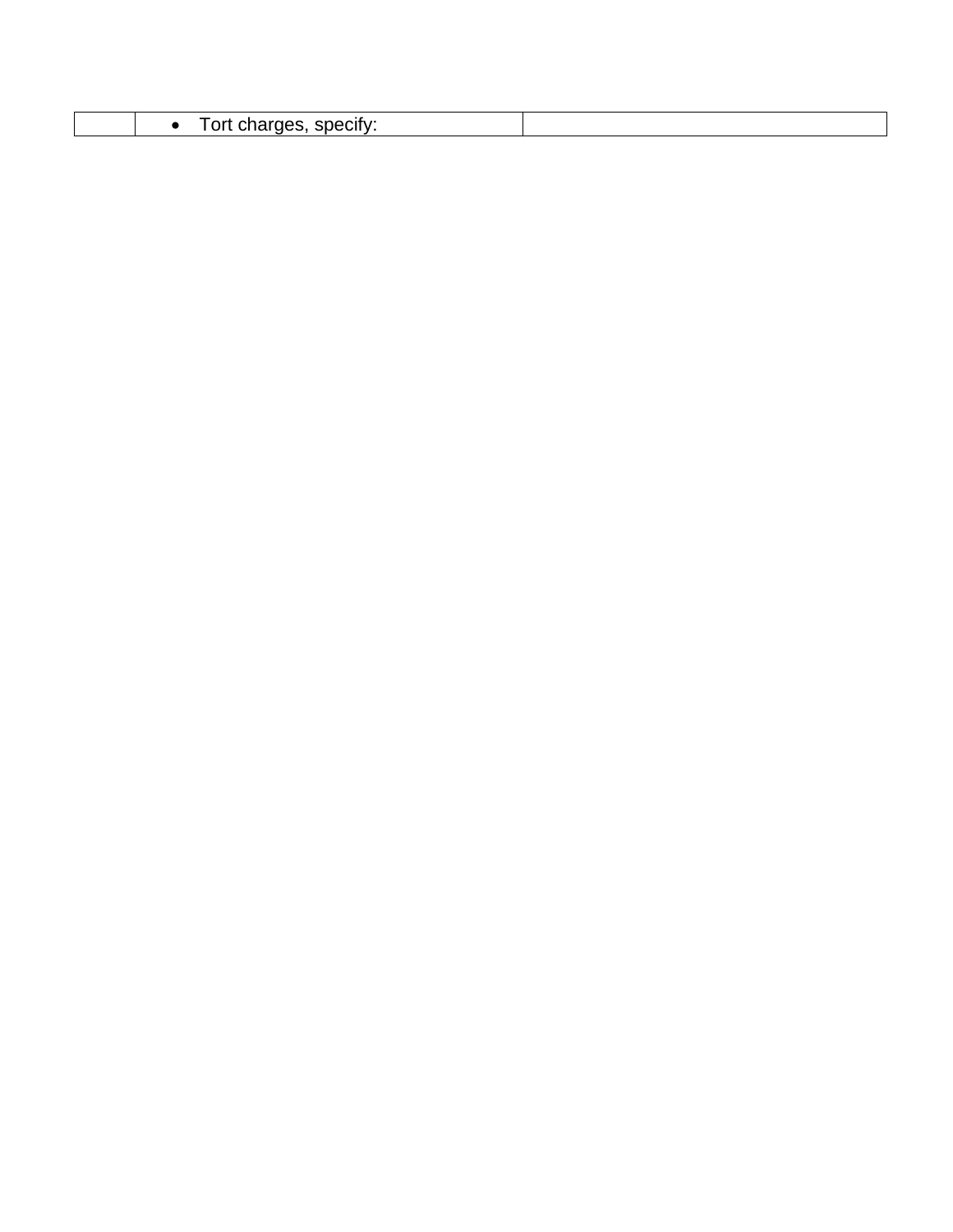| | | |
|---|---|---|
| | • Tort charges, specify: | |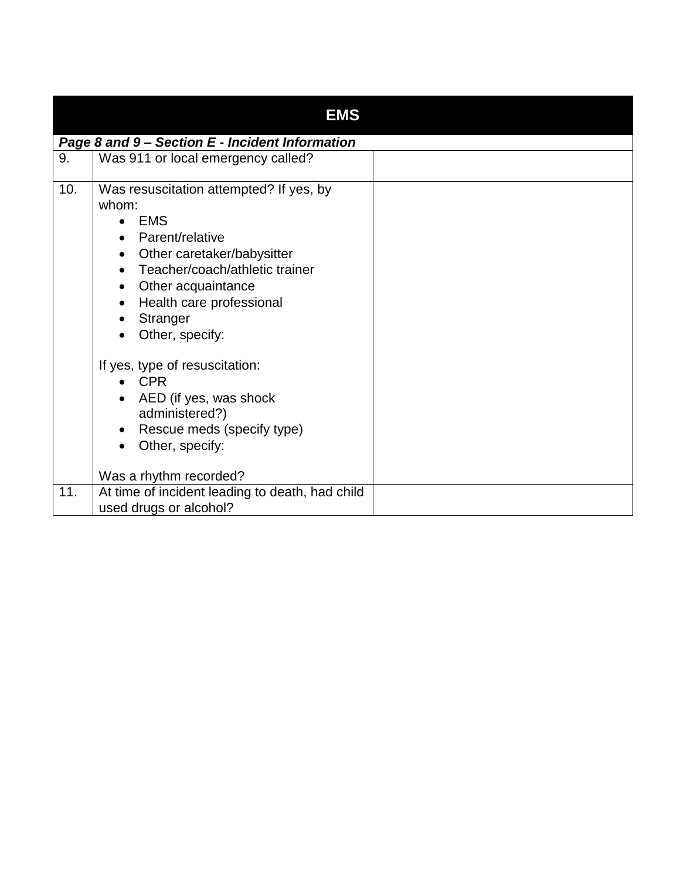| EMS | | |
|---|---|---|
| ***Page 8 and 9 – Section E - Incident Information*** | | |
| 9. | Was 911 or local emergency called? | |
| 10. | Was resuscitation attempted? If yes, by whom:<br>• EMS<br>• Parent/relative<br>• Other caretaker/babysitter<br>• Teacher/coach/athletic trainer<br>• Other acquaintance<br>• Health care professional<br>• Stranger<br>• Other, specify:<br><br>If yes, type of resuscitation:<br>• CPR<br>• AED (if yes, was shock administered?)<br>• Rescue meds (specify type)<br>• Other, specify:<br><br>Was a rhythm recorded? | |
| 11. | At time of incident leading to death, had child used drugs or alcohol? | |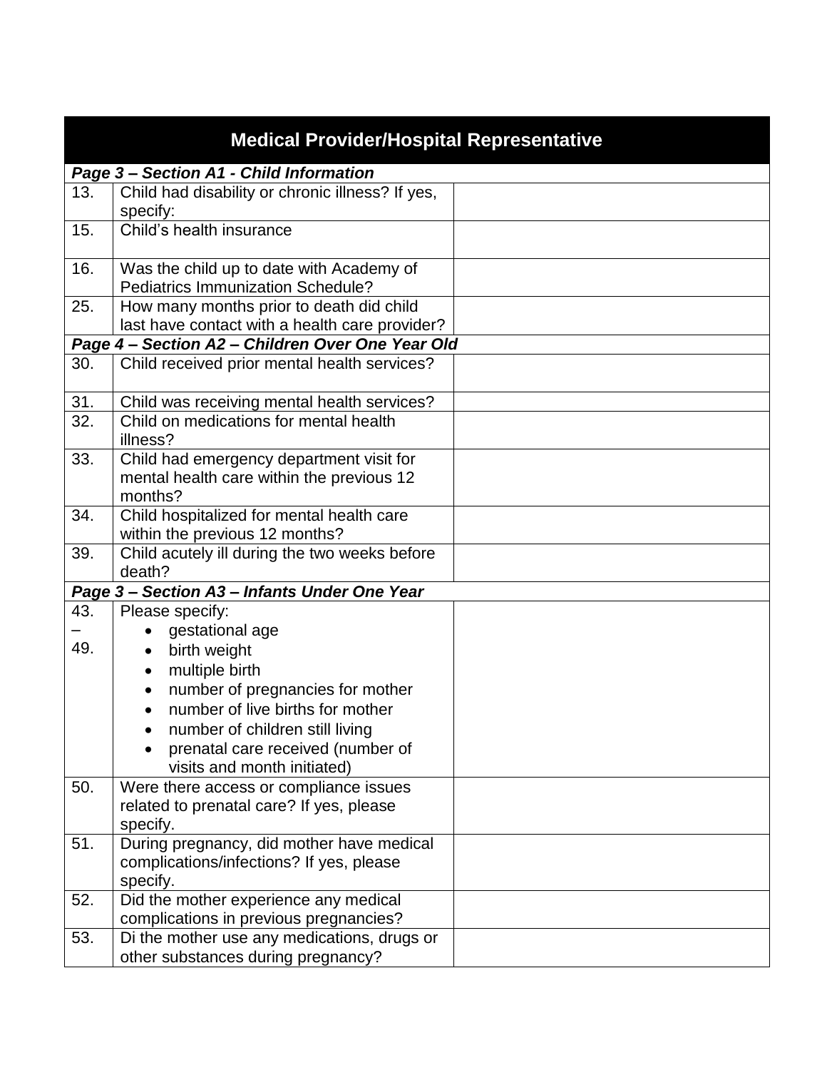| Medical Provider/Hospital Representative | | |
|---|---|---|
| ***Page 3 – Section A1 - Child Information*** | | |
| 13. | Child had disability or chronic illness? If yes, specify: | |
| 15. | Child's health insurance | |
| 16. | Was the child up to date with Academy of Pediatrics Immunization Schedule? | |
| 25. | How many months prior to death did child last have contact with a health care provider? | |
| ***Page 4 – Section A2 – Children Over One Year Old*** | | |
| 30. | Child received prior mental health services? | |
| 31. | Child was receiving mental health services? | |
| 32. | Child on medications for mental health illness? | |
| 33. | Child had emergency department visit for mental health care within the previous 12 months? | |
| 34. | Child hospitalized for mental health care within the previous 12 months? | |
| 39. | Child acutely ill during the two weeks before death? | |
| ***Page 3 – Section A3 – Infants Under One Year*** | | |
| 43. – 49. | Please specify: <br>• gestational age <br>• birth weight <br>• multiple birth <br>• number of pregnancies for mother <br>• number of live births for mother <br>• number of children still living <br>• prenatal care received (number of visits and month initiated) | |
| 50. | Were there access or compliance issues related to prenatal care? If yes, please specify. | |
| 51. | During pregnancy, did mother have medical complications/infections? If yes, please specify. | |
| 52. | Did the mother experience any medical complications in previous pregnancies? | |
| 53. | Di the mother use any medications, drugs or other substances during pregnancy? | |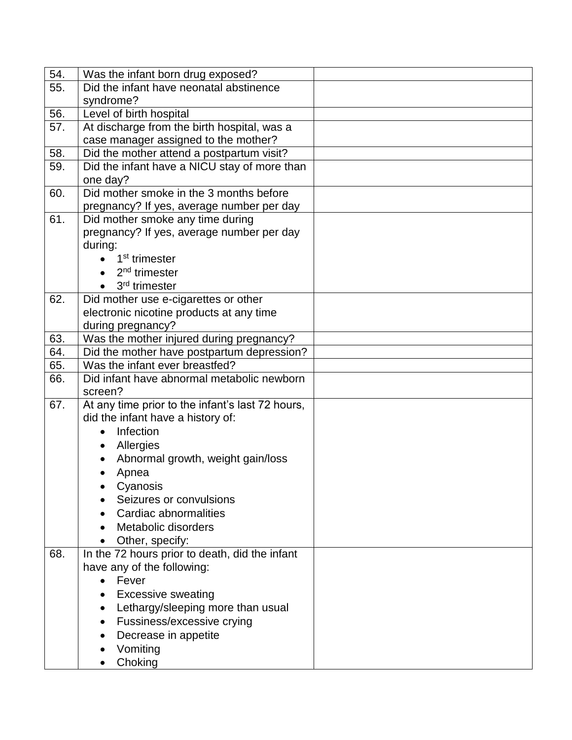| | | |
|---|---|---|
| 54. | Was the infant born drug exposed? | |
| 55. | Did the infant have neonatal abstinence syndrome? | |
| 56. | Level of birth hospital | |
| 57. | At discharge from the birth hospital, was a case manager assigned to the mother? | |
| 58. | Did the mother attend a postpartum visit? | |
| 59. | Did the infant have a NICU stay of more than one day? | |
| 60. | Did mother smoke in the 3 months before pregnancy? If yes, average number per day | |
| 61. | Did mother smoke any time during pregnancy? If yes, average number per day during:<br>• 1st trimester<br>• 2nd trimester<br>• 3rd trimester | |
| 62. | Did mother use e-cigarettes or other electronic nicotine products at any time during pregnancy? | |
| 63. | Was the mother injured during pregnancy? | |
| 64. | Did the mother have postpartum depression? | |
| 65. | Was the infant ever breastfed? | |
| 66. | Did infant have abnormal metabolic newborn screen? | |
| 67. | At any time prior to the infant's last 72 hours, did the infant have a history of:<br>• Infection<br>• Allergies<br>• Abnormal growth, weight gain/loss<br>• Apnea<br>• Cyanosis<br>• Seizures or convulsions<br>• Cardiac abnormalities<br>• Metabolic disorders<br>• Other, specify: | |
| 68. | In the 72 hours prior to death, did the infant have any of the following:<br>• Fever<br>• Excessive sweating<br>• Lethargy/sleeping more than usual<br>• Fussiness/excessive crying<br>• Decrease in appetite<br>• Vomiting<br>• Choking | |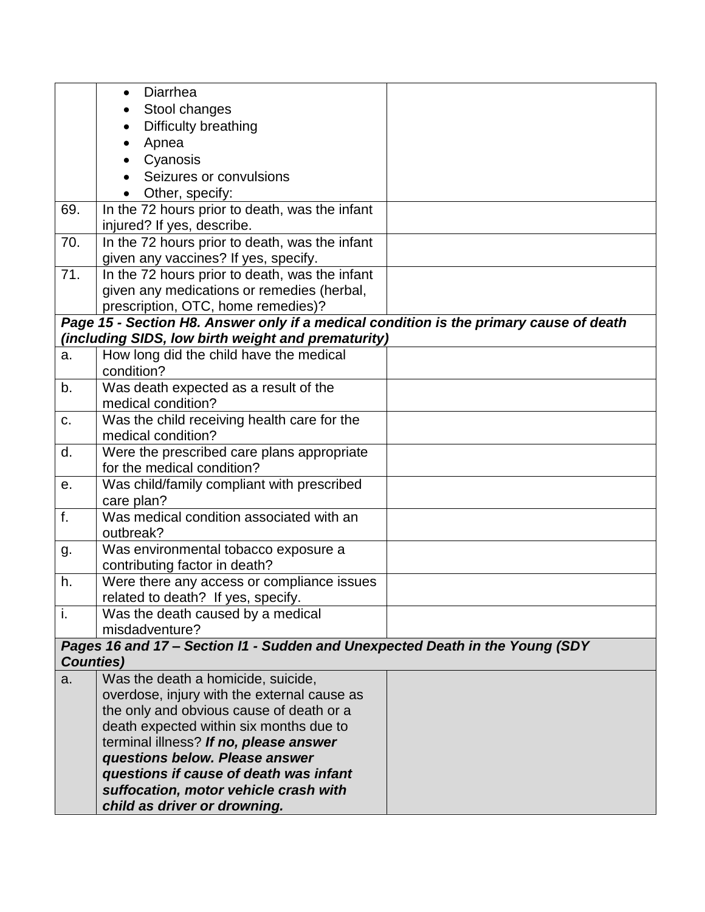| | | |
|---|---|---|
| | • Diarrhea<br>• Stool changes<br>• Difficulty breathing<br>• Apnea<br>• Cyanosis<br>• Seizures or convulsions<br>• Other, specify: | |
| 69. | In the 72 hours prior to death, was the infant injured? If yes, describe. | |
| 70. | In the 72 hours prior to death, was the infant given any vaccines? If yes, specify. | |
| 71. | In the 72 hours prior to death, was the infant given any medications or remedies (herbal, prescription, OTC, home remedies)? | |
| ***Page 15 - Section H8. Answer only if a medical condition is the primary cause of death (including SIDS, low birth weight and prematurity)*** | | |
| a. | How long did the child have the medical condition? | |
| b. | Was death expected as a result of the medical condition? | |
| c. | Was the child receiving health care for the medical condition? | |
| d. | Were the prescribed care plans appropriate for the medical condition? | |
| e. | Was child/family compliant with prescribed care plan? | |
| f. | Was medical condition associated with an outbreak? | |
| g. | Was environmental tobacco exposure a contributing factor in death? | |
| h. | Were there any access or compliance issues related to death? If yes, specify. | |
| i. | Was the death caused by a medical misdadventure? | |
| ***Pages 16 and 17 – Section I1 - Sudden and Unexpected Death in the Young (SDY Counties)*** | | |
| a. | Was the death a homicide, suicide, overdose, injury with the external cause as the only and obvious cause of death or a death expected within six months due to terminal illness? ***If no, please answer questions below. Please answer questions if cause of death was infant suffocation, motor vehicle crash with child as driver or drowning.*** | |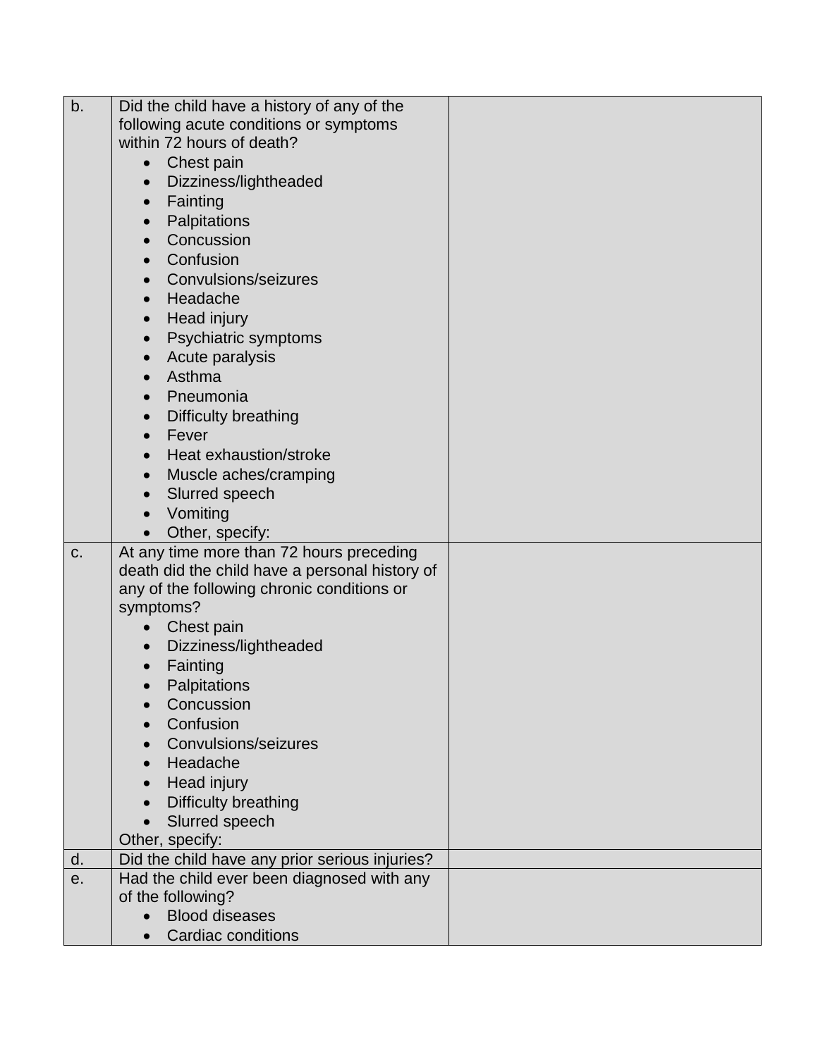| | | |
|---|---|---|
| b. | Did the child have a history of any of the following acute conditions or symptoms within 72 hours of death?<br>• Chest pain<br>• Dizziness/lightheaded<br>• Fainting<br>• Palpitations<br>• Concussion<br>• Confusion<br>• Convulsions/seizures<br>• Headache<br>• Head injury<br>• Psychiatric symptoms<br>• Acute paralysis<br>• Asthma<br>• Pneumonia<br>• Difficulty breathing<br>• Fever<br>• Heat exhaustion/stroke<br>• Muscle aches/cramping<br>• Slurred speech<br>• Vomiting<br>• Other, specify: | |
| c. | At any time more than 72 hours preceding death did the child have a personal history of any of the following chronic conditions or symptoms?<br>• Chest pain<br>• Dizziness/lightheaded<br>• Fainting<br>• Palpitations<br>• Concussion<br>• Confusion<br>• Convulsions/seizures<br>• Headache<br>• Head injury<br>• Difficulty breathing<br>• Slurred speech<br>Other, specify: | |
| d. | Did the child have any prior serious injuries? | |
| e. | Had the child ever been diagnosed with any of the following?<br>• Blood diseases<br>• Cardiac conditions | |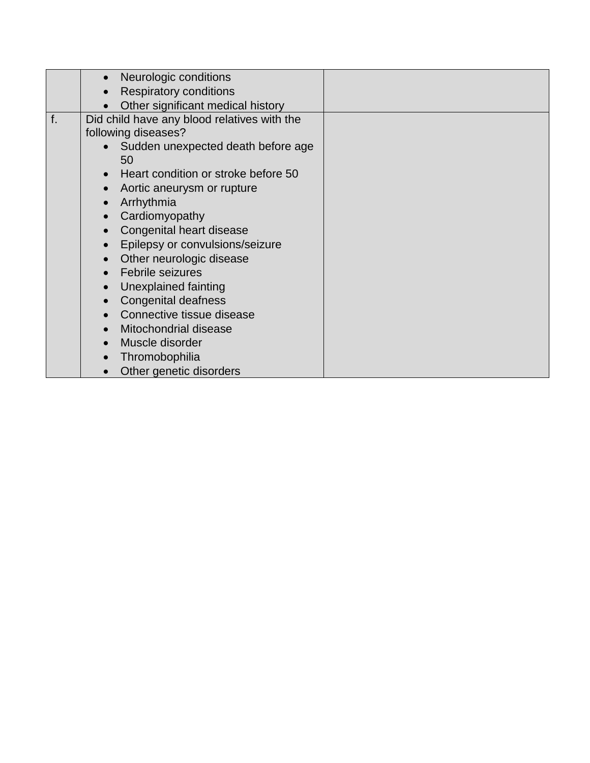| | | |
|---|---|---|
| | • Neurologic conditions<br>• Respiratory conditions<br>• Other significant medical history | |
| f. | Did child have any blood relatives with the following diseases?<br>• Sudden unexpected death before age 50<br>• Heart condition or stroke before 50<br>• Aortic aneurysm or rupture<br>• Arrhythmia<br>• Cardiomyopathy<br>• Congenital heart disease<br>• Epilepsy or convulsions/seizure<br>• Other neurologic disease<br>• Febrile seizures<br>• Unexplained fainting<br>• Congenital deafness<br>• Connective tissue disease<br>• Mitochondrial disease<br>• Muscle disorder<br>• Thromobophilia<br>• Other genetic disorders | |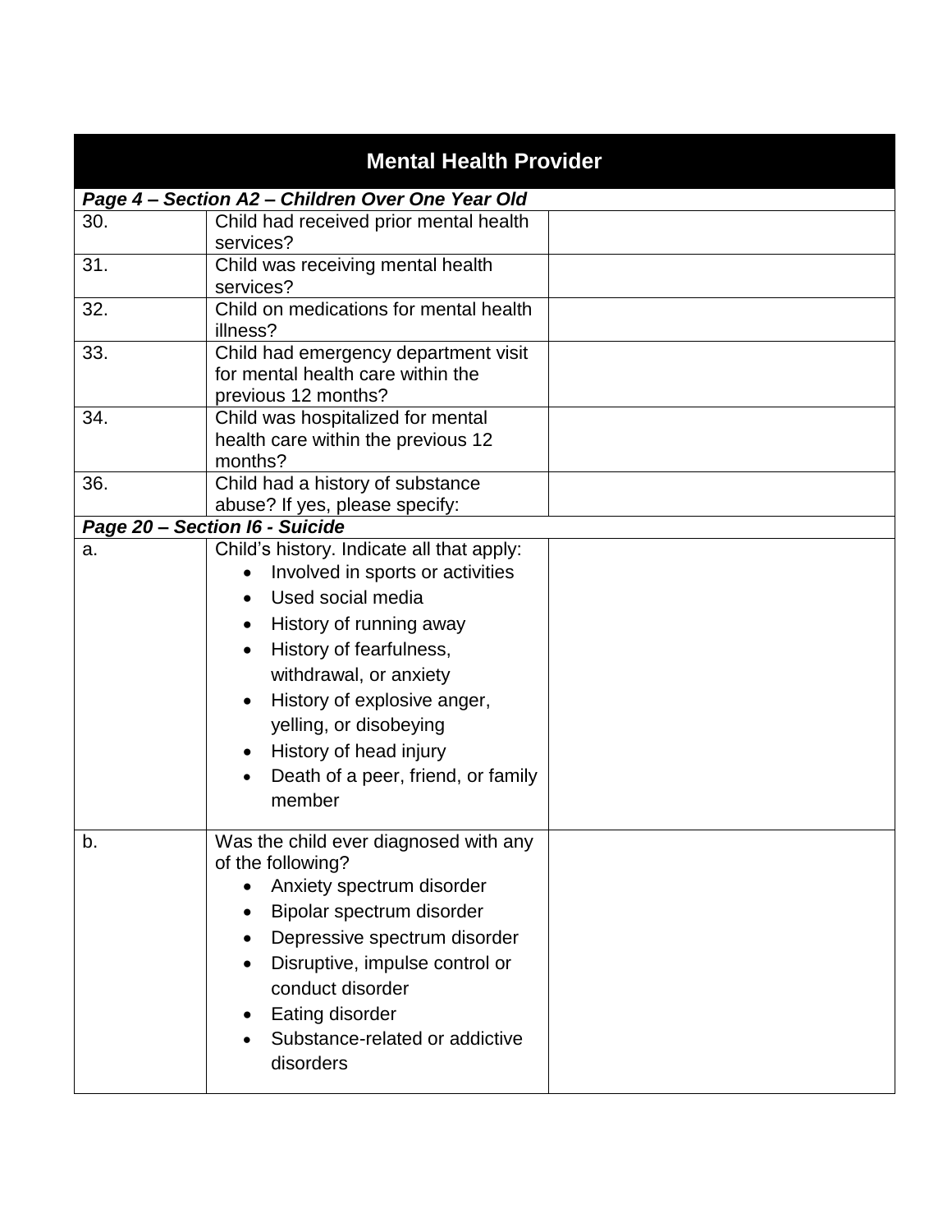| Mental Health Provider | | |
|---|---|---|
| ***Page 4 – Section A2 – Children Over One Year Old*** | | |
| 30. | Child had received prior mental health services? | |
| 31. | Child was receiving mental health services? | |
| 32. | Child on medications for mental health illness? | |
| 33. | Child had emergency department visit for mental health care within the previous 12 months? | |
| 34. | Child was hospitalized for mental health care within the previous 12 months? | |
| 36. | Child had a history of substance abuse? If yes, please specify: | |
| ***Page 20 – Section I6 - Suicide*** | | |
| a. | Child's history. Indicate all that apply:<br>• Involved in sports or activities<br>• Used social media<br>• History of running away<br>• History of fearfulness, withdrawal, or anxiety<br>• History of explosive anger, yelling, or disobeying<br>• History of head injury<br>• Death of a peer, friend, or family member | |
| b. | Was the child ever diagnosed with any of the following?<br>• Anxiety spectrum disorder<br>• Bipolar spectrum disorder<br>• Depressive spectrum disorder<br>• Disruptive, impulse control or conduct disorder<br>• Eating disorder<br>• Substance-related or addictive disorders | |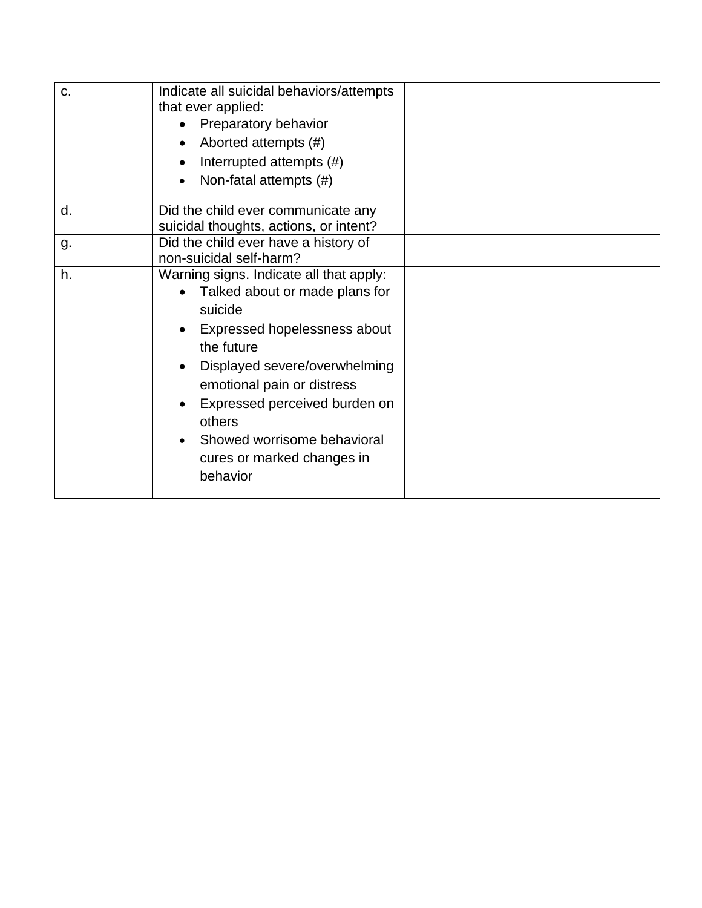| | | |
|---|---|---|
| c. | Indicate all suicidal behaviors/attempts that ever applied:<br>• Preparatory behavior<br>• Aborted attempts (#)<br>• Interrupted attempts (#)<br>• Non-fatal attempts (#) | |
| d. | Did the child ever communicate any suicidal thoughts, actions, or intent? | |
| g. | Did the child ever have a history of non-suicidal self-harm? | |
| h. | Warning signs. Indicate all that apply:<br>• Talked about or made plans for suicide<br>• Expressed hopelessness about the future<br>• Displayed severe/overwhelming emotional pain or distress<br>• Expressed perceived burden on others<br>• Showed worrisome behavioral cures or marked changes in behavior | |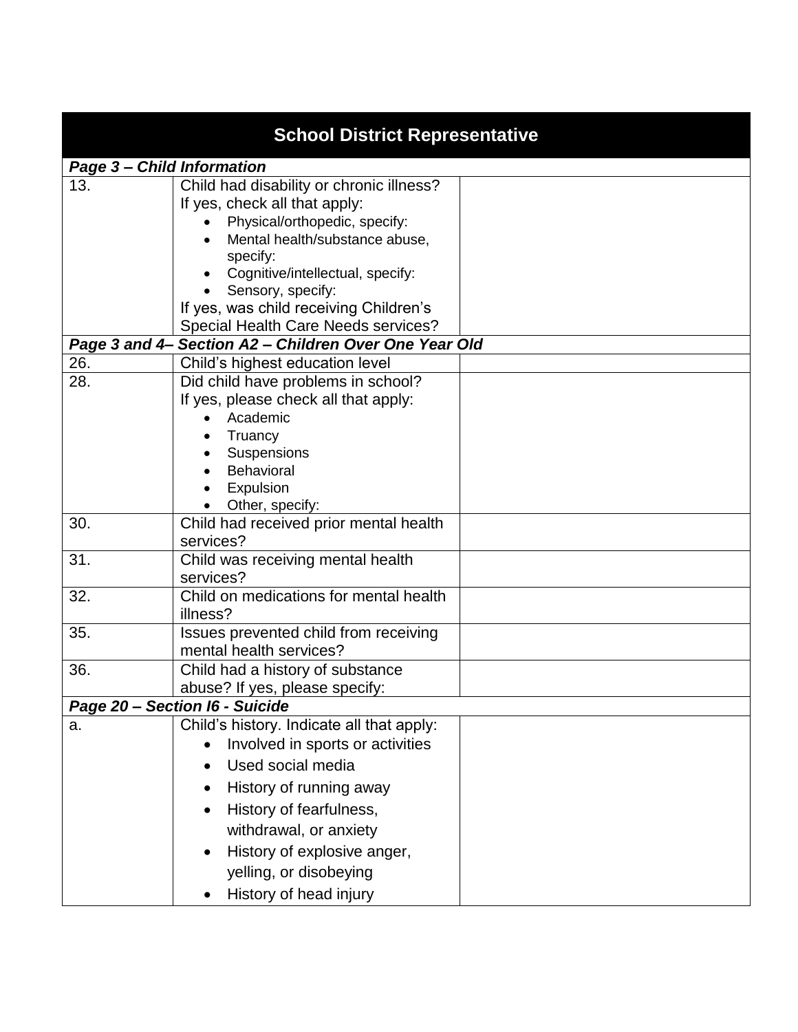| School District Representative | | |
|---|---|---|
| ***Page 3 – Child Information*** | | |
| 13. | Child had disability or chronic illness?<br>If yes, check all that apply:<br>• Physical/orthopedic, specify:<br>• Mental health/substance abuse, specify:<br>• Cognitive/intellectual, specify:<br>• Sensory, specify:<br>If yes, was child receiving Children's Special Health Care Needs services? | |
| ***Page 3 and 4– Section A2 – Children Over One Year Old*** | | |
| 26. | Child's highest education level | |
| 28. | Did child have problems in school?<br>If yes, please check all that apply:<br>• Academic<br>• Truancy<br>• Suspensions<br>• Behavioral<br>• Expulsion<br>• Other, specify: | |
| 30. | Child had received prior mental health services? | |
| 31. | Child was receiving mental health services? | |
| 32. | Child on medications for mental health illness? | |
| 35. | Issues prevented child from receiving mental health services? | |
| 36. | Child had a history of substance abuse? If yes, please specify: | |
| ***Page 20 – Section I6 - Suicide*** | | |
| a. | Child's history. Indicate all that apply:<br>• Involved in sports or activities<br>• Used social media<br>• History of running away<br>• History of fearfulness, withdrawal, or anxiety<br>• History of explosive anger, yelling, or disobeying<br>• History of head injury | |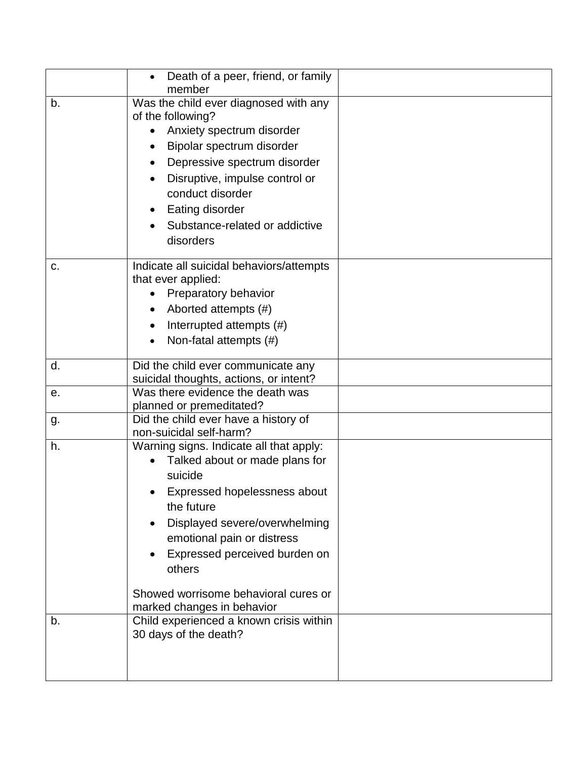| | | |
|---|---|---|
| | • Death of a peer, friend, or family member | |
| b. | Was the child ever diagnosed with any of the following?<br>• Anxiety spectrum disorder<br>• Bipolar spectrum disorder<br>• Depressive spectrum disorder<br>• Disruptive, impulse control or conduct disorder<br>• Eating disorder<br>• Substance-related or addictive disorders | |
| c. | Indicate all suicidal behaviors/attempts that ever applied:<br>• Preparatory behavior<br>• Aborted attempts (#)<br>• Interrupted attempts (#)<br>• Non-fatal attempts (#) | |
| d. | Did the child ever communicate any suicidal thoughts, actions, or intent? | |
| e. | Was there evidence the death was planned or premeditated? | |
| g. | Did the child ever have a history of non-suicidal self-harm? | |
| h. | Warning signs. Indicate all that apply:<br>• Talked about or made plans for suicide<br>• Expressed hopelessness about the future<br>• Displayed severe/overwhelming emotional pain or distress<br>• Expressed perceived burden on others<br><br>Showed worrisome behavioral cures or marked changes in behavior | |
| b. | Child experienced a known crisis within 30 days of the death? | |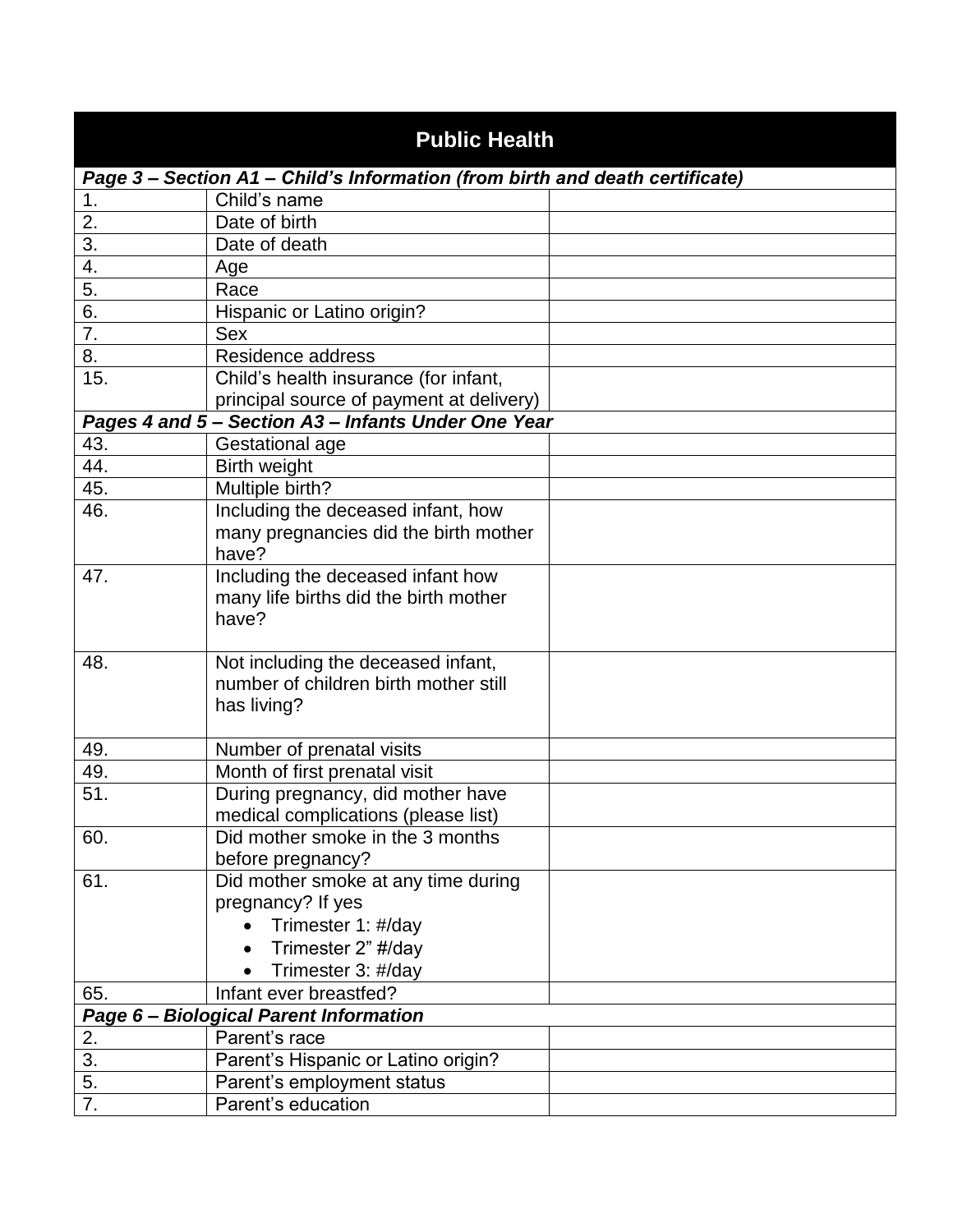| Public Health | | |
|---|---|---|
| ***Page 3 – Section A1 – Child's Information (from birth and death certificate)*** | | |
| 1. | Child's name | |
| 2. | Date of birth | |
| 3. | Date of death | |
| 4. | Age | |
| 5. | Race | |
| 6. | Hispanic or Latino origin? | |
| 7. | Sex | |
| 8. | Residence address | |
| 15. | Child's health insurance (for infant, principal source of payment at delivery) | |
| ***Pages 4 and 5 – Section A3 – Infants Under One Year*** | | |
| 43. | Gestational age | |
| 44. | Birth weight | |
| 45. | Multiple birth? | |
| 46. | Including the deceased infant, how many pregnancies did the birth mother have? | |
| 47. | Including the deceased infant how many life births did the birth mother have? | |
| 48. | Not including the deceased infant, number of children birth mother still has living? | |
| 49. | Number of prenatal visits | |
| 49. | Month of first prenatal visit | |
| 51. | During pregnancy, did mother have medical complications (please list) | |
| 60. | Did mother smoke in the 3 months before pregnancy? | |
| 61. | Did mother smoke at any time during pregnancy? If yes<br>• Trimester 1: #/day<br>• Trimester 2" #/day<br>• Trimester 3: #/day | |
| 65. | Infant ever breastfed? | |
| ***Page 6 – Biological Parent Information*** | | |
| 2. | Parent's race | |
| 3. | Parent's Hispanic or Latino origin? | |
| 5. | Parent's employment status | |
| 7. | Parent's education | |